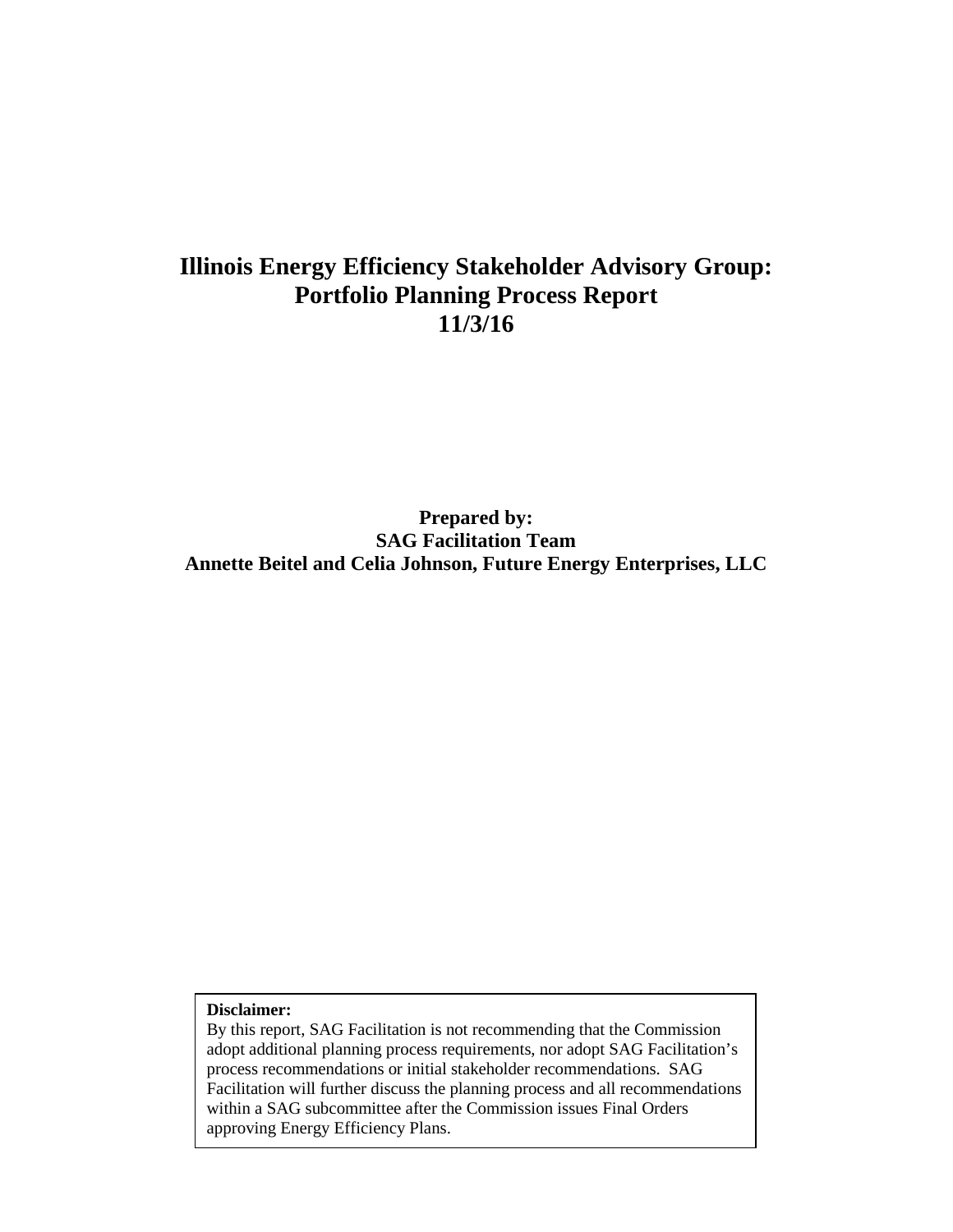# Illinois Energy Efficiency Stakeholder Advisory Group: Portfolio Planning Process Report 11/3/16

**Prepared by:**
**SAG Facilitation Team**
**Annette Beitel and Celia Johnson, Future Energy Enterprises, LLC**

**Disclaimer:**
By this report, SAG Facilitation is not recommending that the Commission adopt additional planning process requirements, nor adopt SAG Facilitation's process recommendations or initial stakeholder recommendations. SAG Facilitation will further discuss the planning process and all recommendations within a SAG subcommittee after the Commission issues Final Orders approving Energy Efficiency Plans.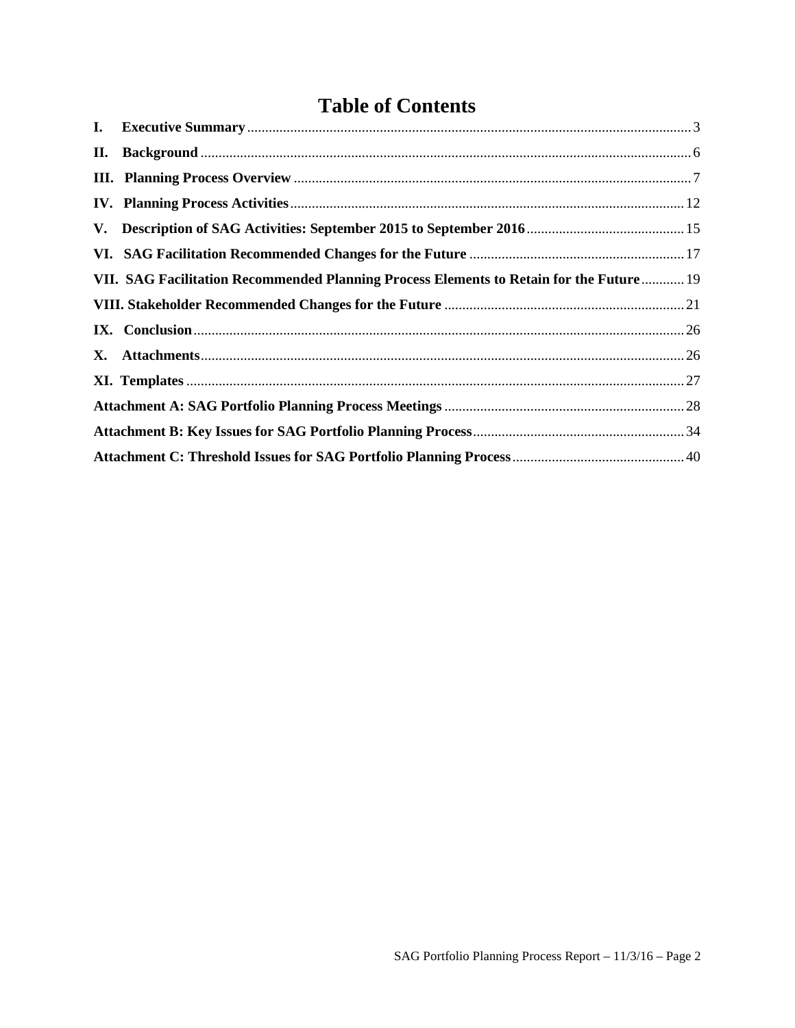# Table of Contents

**I. Executive Summary** ... 3

**II. Background** ... 6

**III. Planning Process Overview** ... 7

**IV. Planning Process Activities** ... 12

**V. Description of SAG Activities: September 2015 to September 2016** ... 15

**VI. SAG Facilitation Recommended Changes for the Future** ... 17

**VII. SAG Facilitation Recommended Planning Process Elements to Retain for the Future** ... 19

**VIII. Stakeholder Recommended Changes for the Future** ... 21

**IX. Conclusion** ... 26

**X. Attachments** ... 26

**XI. Templates** ... 27

**Attachment A: SAG Portfolio Planning Process Meetings** ... 28

**Attachment B: Key Issues for SAG Portfolio Planning Process** ... 34

**Attachment C: Threshold Issues for SAG Portfolio Planning Process** ... 40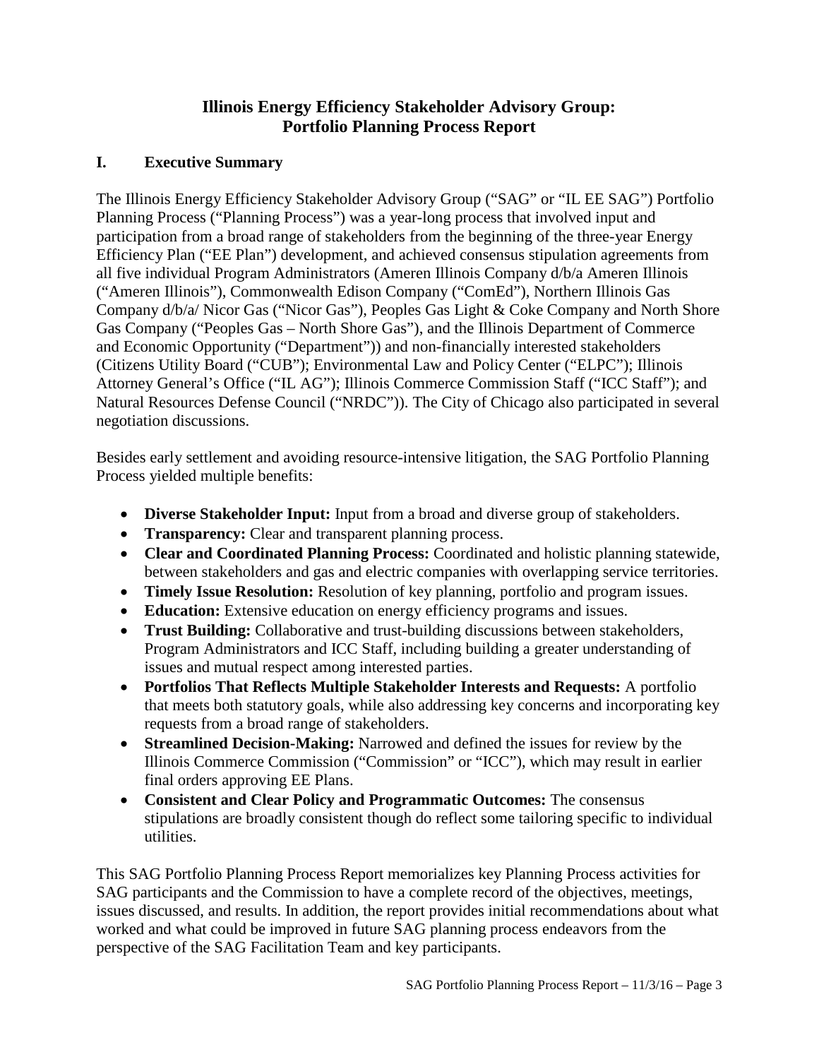# Illinois Energy Efficiency Stakeholder Advisory Group: Portfolio Planning Process Report

## I. Executive Summary

The Illinois Energy Efficiency Stakeholder Advisory Group ("SAG" or "IL EE SAG") Portfolio Planning Process ("Planning Process") was a year-long process that involved input and participation from a broad range of stakeholders from the beginning of the three-year Energy Efficiency Plan ("EE Plan") development, and achieved consensus stipulation agreements from all five individual Program Administrators (Ameren Illinois Company d/b/a Ameren Illinois ("Ameren Illinois"), Commonwealth Edison Company ("ComEd"), Northern Illinois Gas Company d/b/a/ Nicor Gas ("Nicor Gas"), Peoples Gas Light & Coke Company and North Shore Gas Company ("Peoples Gas – North Shore Gas"), and the Illinois Department of Commerce and Economic Opportunity ("Department")) and non-financially interested stakeholders (Citizens Utility Board ("CUB"); Environmental Law and Policy Center ("ELPC"); Illinois Attorney General's Office ("IL AG"); Illinois Commerce Commission Staff ("ICC Staff"); and Natural Resources Defense Council ("NRDC")). The City of Chicago also participated in several negotiation discussions.

Besides early settlement and avoiding resource-intensive litigation, the SAG Portfolio Planning Process yielded multiple benefits:

- **Diverse Stakeholder Input:** Input from a broad and diverse group of stakeholders.
- **Transparency:** Clear and transparent planning process.
- **Clear and Coordinated Planning Process:** Coordinated and holistic planning statewide, between stakeholders and gas and electric companies with overlapping service territories.
- **Timely Issue Resolution:** Resolution of key planning, portfolio and program issues.
- **Education:** Extensive education on energy efficiency programs and issues.
- **Trust Building:** Collaborative and trust-building discussions between stakeholders, Program Administrators and ICC Staff, including building a greater understanding of issues and mutual respect among interested parties.
- **Portfolios That Reflects Multiple Stakeholder Interests and Requests:** A portfolio that meets both statutory goals, while also addressing key concerns and incorporating key requests from a broad range of stakeholders.
- **Streamlined Decision-Making:** Narrowed and defined the issues for review by the Illinois Commerce Commission ("Commission" or "ICC"), which may result in earlier final orders approving EE Plans.
- **Consistent and Clear Policy and Programmatic Outcomes:** The consensus stipulations are broadly consistent though do reflect some tailoring specific to individual utilities.

This SAG Portfolio Planning Process Report memorializes key Planning Process activities for SAG participants and the Commission to have a complete record of the objectives, meetings, issues discussed, and results. In addition, the report provides initial recommendations about what worked and what could be improved in future SAG planning process endeavors from the perspective of the SAG Facilitation Team and key participants.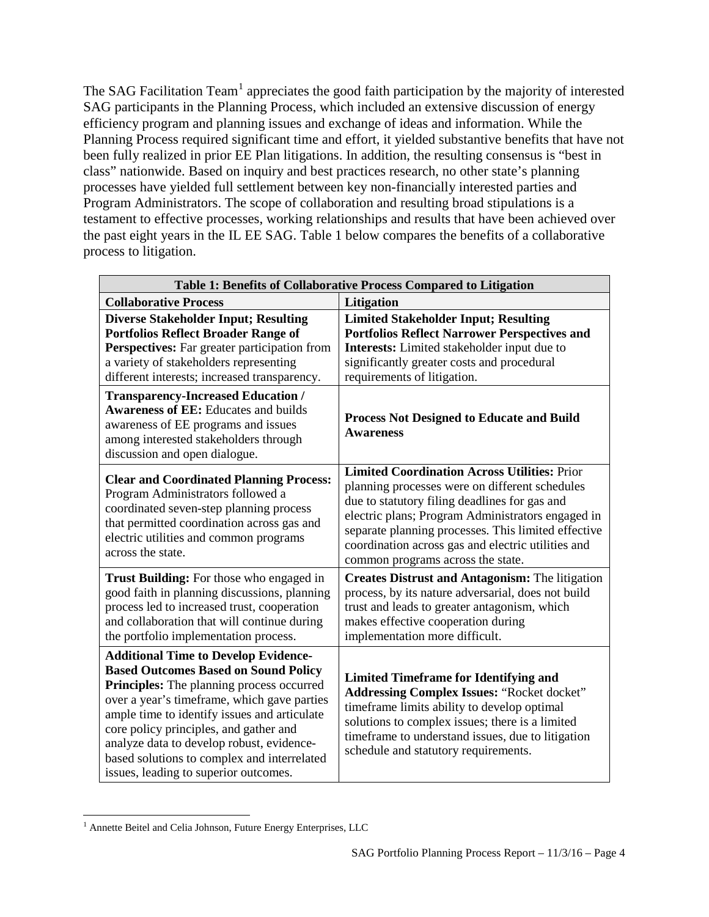The SAG Facilitation Team[1] appreciates the good faith participation by the majority of interested SAG participants in the Planning Process, which included an extensive discussion of energy efficiency program and planning issues and exchange of ideas and information. While the Planning Process required significant time and effort, it yielded substantive benefits that have not been fully realized in prior EE Plan litigations. In addition, the resulting consensus is "best in class" nationwide. Based on inquiry and best practices research, no other state's planning processes have yielded full settlement between key non-financially interested parties and Program Administrators. The scope of collaboration and resulting broad stipulations is a testament to effective processes, working relationships and results that have been achieved over the past eight years in the IL EE SAG. Table 1 below compares the benefits of a collaborative process to litigation.

| Table 1: Benefits of Collaborative Process Compared to Litigation | |
|---|---|
| **Collaborative Process** | **Litigation** |
| **Diverse Stakeholder Input; Resulting Portfolios Reflect Broader Range of Perspectives:** Far greater participation from a variety of stakeholders representing different interests; increased transparency. | **Limited Stakeholder Input; Resulting Portfolios Reflect Narrower Perspectives and Interests:** Limited stakeholder input due to significantly greater costs and procedural requirements of litigation. |
| **Transparency-Increased Education / Awareness of EE:** Educates and builds awareness of EE programs and issues among interested stakeholders through discussion and open dialogue. | **Process Not Designed to Educate and Build Awareness** |
| **Clear and Coordinated Planning Process:** Program Administrators followed a coordinated seven-step planning process that permitted coordination across gas and electric utilities and common programs across the state. | **Limited Coordination Across Utilities:** Prior planning processes were on different schedules due to statutory filing deadlines for gas and electric plans; Program Administrators engaged in separate planning processes. This limited effective coordination across gas and electric utilities and common programs across the state. |
| **Trust Building:** For those who engaged in good faith in planning discussions, planning process led to increased trust, cooperation and collaboration that will continue during the portfolio implementation process. | **Creates Distrust and Antagonism:** The litigation process, by its nature adversarial, does not build trust and leads to greater antagonism, which makes effective cooperation during implementation more difficult. |
| **Additional Time to Develop Evidence-Based Outcomes Based on Sound Policy Principles:** The planning process occurred over a year's timeframe, which gave parties ample time to identify issues and articulate core policy principles, and gather and analyze data to develop robust, evidence-based solutions to complex and interrelated issues, leading to superior outcomes. | **Limited Timeframe for Identifying and Addressing Complex Issues:** "Rocket docket" timeframe limits ability to develop optimal solutions to complex issues; there is a limited timeframe to understand issues, due to litigation schedule and statutory requirements. |

[1] Annette Beitel and Celia Johnson, Future Energy Enterprises, LLC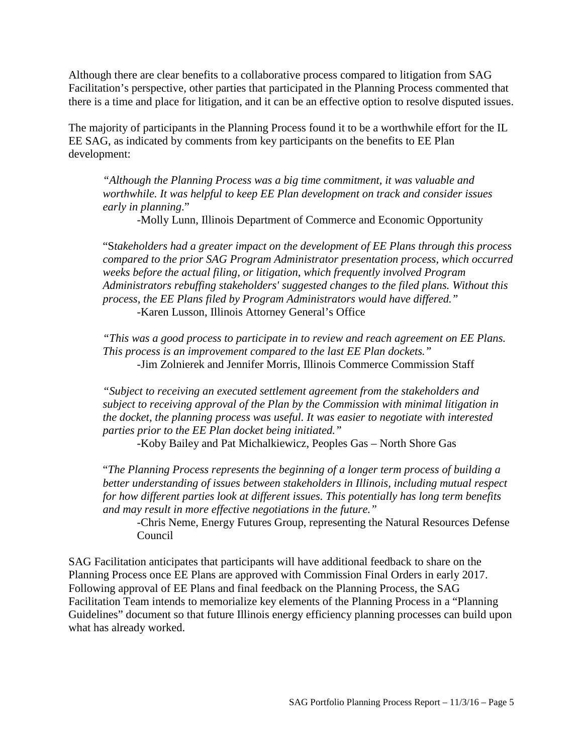Although there are clear benefits to a collaborative process compared to litigation from SAG Facilitation's perspective, other parties that participated in the Planning Process commented that there is a time and place for litigation, and it can be an effective option to resolve disputed issues.

The majority of participants in the Planning Process found it to be a worthwhile effort for the IL EE SAG, as indicated by comments from key participants on the benefits to EE Plan development:

> *"Although the Planning Process was a big time commitment, it was valuable and worthwhile. It was helpful to keep EE Plan development on track and consider issues early in planning*."
>
> -Molly Lunn, Illinois Department of Commerce and Economic Opportunity

> "S*takeholders had a greater impact on the development of EE Plans through this process compared to the prior SAG Program Administrator presentation process, which occurred weeks before the actual filing, or litigation, which frequently involved Program Administrators rebuffing stakeholders' suggested changes to the filed plans. Without this process, the EE Plans filed by Program Administrators would have differed."*
>
> -Karen Lusson, Illinois Attorney General's Office

> *"This was a good process to participate in to review and reach agreement on EE Plans. This process is an improvement compared to the last EE Plan dockets."*
>
> -Jim Zolnierek and Jennifer Morris, Illinois Commerce Commission Staff

> *"Subject to receiving an executed settlement agreement from the stakeholders and subject to receiving approval of the Plan by the Commission with minimal litigation in the docket, the planning process was useful. It was easier to negotiate with interested parties prior to the EE Plan docket being initiated."*
>
> -Koby Bailey and Pat Michalkiewicz, Peoples Gas – North Shore Gas

> "*The Planning Process represents the beginning of a longer term process of building a better understanding of issues between stakeholders in Illinois, including mutual respect for how different parties look at different issues. This potentially has long term benefits and may result in more effective negotiations in the future."*
>
> -Chris Neme, Energy Futures Group, representing the Natural Resources Defense Council

SAG Facilitation anticipates that participants will have additional feedback to share on the Planning Process once EE Plans are approved with Commission Final Orders in early 2017. Following approval of EE Plans and final feedback on the Planning Process, the SAG Facilitation Team intends to memorialize key elements of the Planning Process in a "Planning Guidelines" document so that future Illinois energy efficiency planning processes can build upon what has already worked.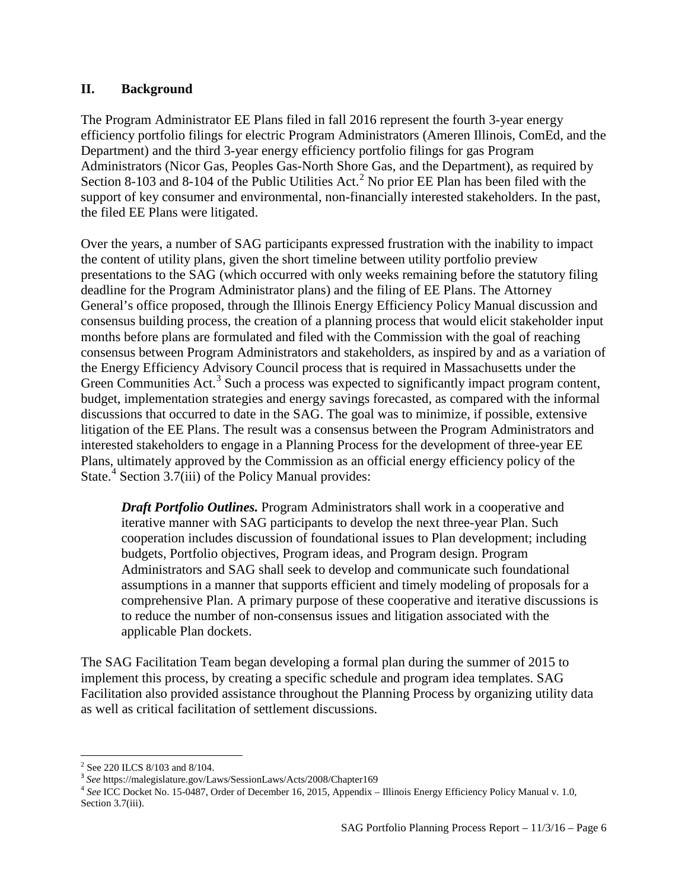## II. Background

The Program Administrator EE Plans filed in fall 2016 represent the fourth 3-year energy efficiency portfolio filings for electric Program Administrators (Ameren Illinois, ComEd, and the Department) and the third 3-year energy efficiency portfolio filings for gas Program Administrators (Nicor Gas, Peoples Gas-North Shore Gas, and the Department), as required by Section 8-103 and 8-104 of the Public Utilities Act.[2] No prior EE Plan has been filed with the support of key consumer and environmental, non-financially interested stakeholders. In the past, the filed EE Plans were litigated.

Over the years, a number of SAG participants expressed frustration with the inability to impact the content of utility plans, given the short timeline between utility portfolio preview presentations to the SAG (which occurred with only weeks remaining before the statutory filing deadline for the Program Administrator plans) and the filing of EE Plans. The Attorney General's office proposed, through the Illinois Energy Efficiency Policy Manual discussion and consensus building process, the creation of a planning process that would elicit stakeholder input months before plans are formulated and filed with the Commission with the goal of reaching consensus between Program Administrators and stakeholders, as inspired by and as a variation of the Energy Efficiency Advisory Council process that is required in Massachusetts under the Green Communities Act.[3] Such a process was expected to significantly impact program content, budget, implementation strategies and energy savings forecasted, as compared with the informal discussions that occurred to date in the SAG. The goal was to minimize, if possible, extensive litigation of the EE Plans. The result was a consensus between the Program Administrators and interested stakeholders to engage in a Planning Process for the development of three-year EE Plans, ultimately approved by the Commission as an official energy efficiency policy of the State.[4] Section 3.7(iii) of the Policy Manual provides:

> ***Draft Portfolio Outlines.*** Program Administrators shall work in a cooperative and iterative manner with SAG participants to develop the next three-year Plan. Such cooperation includes discussion of foundational issues to Plan development; including budgets, Portfolio objectives, Program ideas, and Program design. Program Administrators and SAG shall seek to develop and communicate such foundational assumptions in a manner that supports efficient and timely modeling of proposals for a comprehensive Plan. A primary purpose of these cooperative and iterative discussions is to reduce the number of non-consensus issues and litigation associated with the applicable Plan dockets.

The SAG Facilitation Team began developing a formal plan during the summer of 2015 to implement this process, by creating a specific schedule and program idea templates. SAG Facilitation also provided assistance throughout the Planning Process by organizing utility data as well as critical facilitation of settlement discussions.

---

[2] See 220 ILCS 8/103 and 8/104.

[3] *See* https://malegislature.gov/Laws/SessionLaws/Acts/2008/Chapter169

[4] *See* ICC Docket No. 15-0487, Order of December 16, 2015, Appendix – Illinois Energy Efficiency Policy Manual v. 1.0, Section 3.7(iii).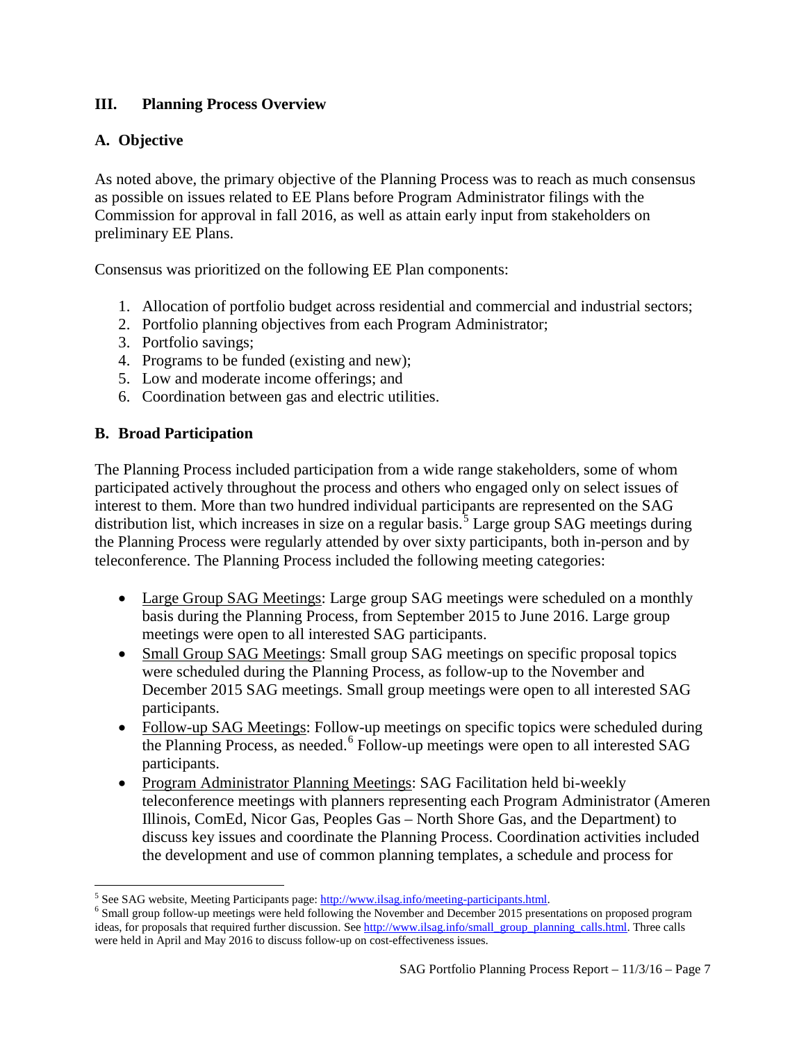## III. Planning Process Overview

### A. Objective

As noted above, the primary objective of the Planning Process was to reach as much consensus as possible on issues related to EE Plans before Program Administrator filings with the Commission for approval in fall 2016, as well as attain early input from stakeholders on preliminary EE Plans.

Consensus was prioritized on the following EE Plan components:

1. Allocation of portfolio budget across residential and commercial and industrial sectors;
2. Portfolio planning objectives from each Program Administrator;
3. Portfolio savings;
4. Programs to be funded (existing and new);
5. Low and moderate income offerings; and
6. Coordination between gas and electric utilities.

### B. Broad Participation

The Planning Process included participation from a wide range stakeholders, some of whom participated actively throughout the process and others who engaged only on select issues of interest to them. More than two hundred individual participants are represented on the SAG distribution list, which increases in size on a regular basis.[5] Large group SAG meetings during the Planning Process were regularly attended by over sixty participants, both in-person and by teleconference. The Planning Process included the following meeting categories:

- Large Group SAG Meetings: Large group SAG meetings were scheduled on a monthly basis during the Planning Process, from September 2015 to June 2016. Large group meetings were open to all interested SAG participants.
- Small Group SAG Meetings: Small group SAG meetings on specific proposal topics were scheduled during the Planning Process, as follow-up to the November and December 2015 SAG meetings. Small group meetings were open to all interested SAG participants.
- Follow-up SAG Meetings: Follow-up meetings on specific topics were scheduled during the Planning Process, as needed.[6] Follow-up meetings were open to all interested SAG participants.
- Program Administrator Planning Meetings: SAG Facilitation held bi-weekly teleconference meetings with planners representing each Program Administrator (Ameren Illinois, ComEd, Nicor Gas, Peoples Gas – North Shore Gas, and the Department) to discuss key issues and coordinate the Planning Process. Coordination activities included the development and use of common planning templates, a schedule and process for

[5] See SAG website, Meeting Participants page: http://www.ilsag.info/meeting-participants.html.

[6] Small group follow-up meetings were held following the November and December 2015 presentations on proposed program ideas, for proposals that required further discussion. See http://www.ilsag.info/small_group_planning_calls.html. Three calls were held in April and May 2016 to discuss follow-up on cost-effectiveness issues.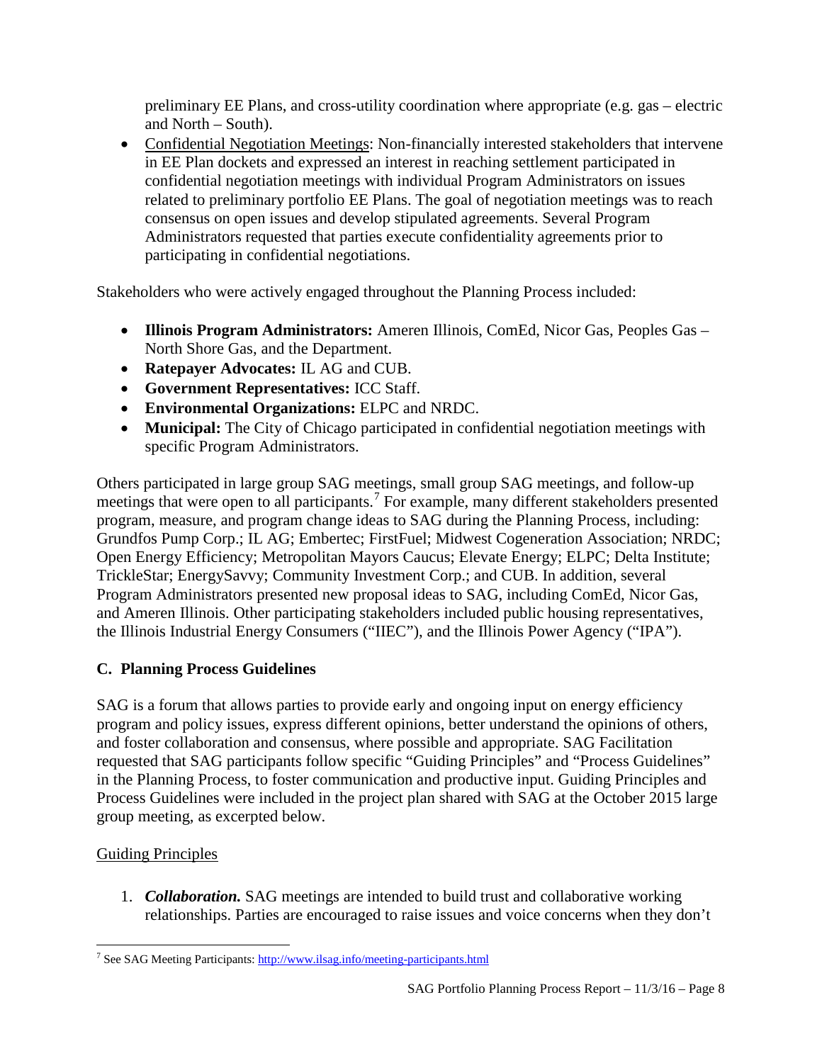preliminary EE Plans, and cross-utility coordination where appropriate (e.g. gas – electric and North – South).

- Confidential Negotiation Meetings: Non-financially interested stakeholders that intervene in EE Plan dockets and expressed an interest in reaching settlement participated in confidential negotiation meetings with individual Program Administrators on issues related to preliminary portfolio EE Plans. The goal of negotiation meetings was to reach consensus on open issues and develop stipulated agreements. Several Program Administrators requested that parties execute confidentiality agreements prior to participating in confidential negotiations.

Stakeholders who were actively engaged throughout the Planning Process included:

- **Illinois Program Administrators:** Ameren Illinois, ComEd, Nicor Gas, Peoples Gas – North Shore Gas, and the Department.
- **Ratepayer Advocates:** IL AG and CUB.
- **Government Representatives:** ICC Staff.
- **Environmental Organizations:** ELPC and NRDC.
- **Municipal:** The City of Chicago participated in confidential negotiation meetings with specific Program Administrators.

Others participated in large group SAG meetings, small group SAG meetings, and follow-up meetings that were open to all participants.[7] For example, many different stakeholders presented program, measure, and program change ideas to SAG during the Planning Process, including: Grundfos Pump Corp.; IL AG; Embertec; FirstFuel; Midwest Cogeneration Association; NRDC; Open Energy Efficiency; Metropolitan Mayors Caucus; Elevate Energy; ELPC; Delta Institute; TrickleStar; EnergySavvy; Community Investment Corp.; and CUB. In addition, several Program Administrators presented new proposal ideas to SAG, including ComEd, Nicor Gas, and Ameren Illinois. Other participating stakeholders included public housing representatives, the Illinois Industrial Energy Consumers ("IIEC"), and the Illinois Power Agency ("IPA").

## C. Planning Process Guidelines

SAG is a forum that allows parties to provide early and ongoing input on energy efficiency program and policy issues, express different opinions, better understand the opinions of others, and foster collaboration and consensus, where possible and appropriate. SAG Facilitation requested that SAG participants follow specific "Guiding Principles" and "Process Guidelines" in the Planning Process, to foster communication and productive input. Guiding Principles and Process Guidelines were included in the project plan shared with SAG at the October 2015 large group meeting, as excerpted below.

Guiding Principles

1. ***Collaboration.*** SAG meetings are intended to build trust and collaborative working relationships. Parties are encouraged to raise issues and voice concerns when they don't

[7] See SAG Meeting Participants: http://www.ilsag.info/meeting-participants.html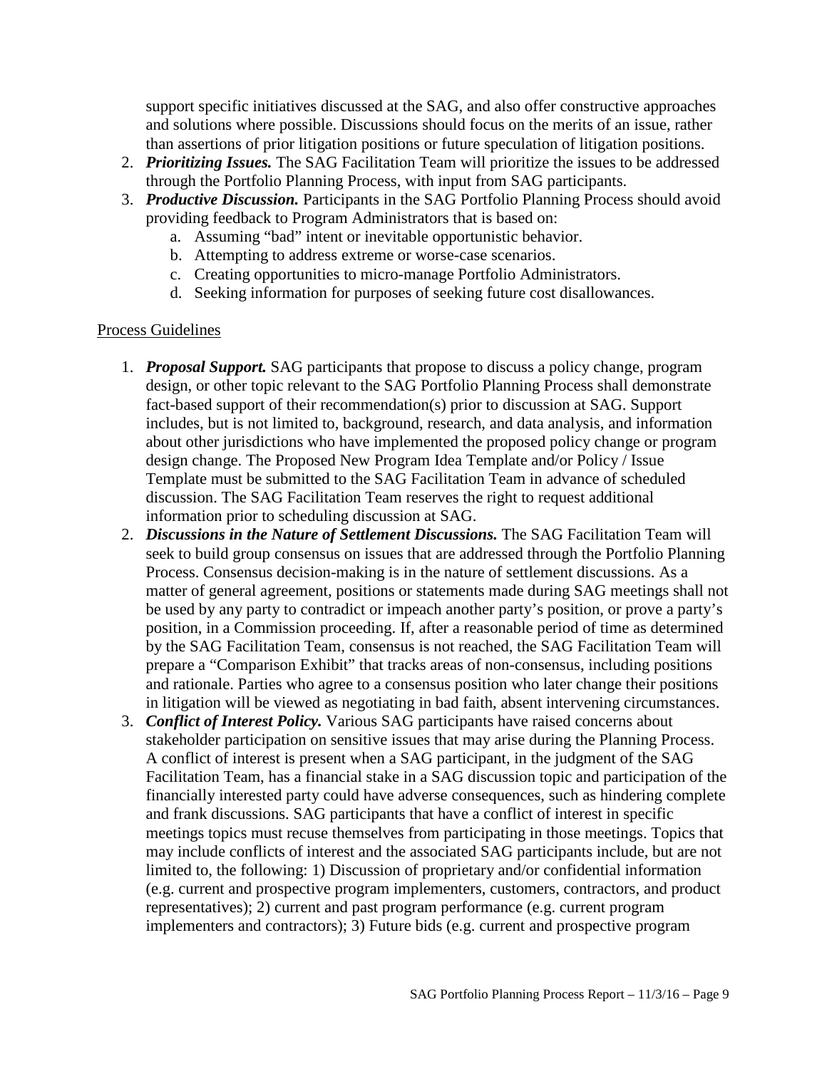support specific initiatives discussed at the SAG, and also offer constructive approaches and solutions where possible. Discussions should focus on the merits of an issue, rather than assertions of prior litigation positions or future speculation of litigation positions.

2. ***Prioritizing Issues.*** The SAG Facilitation Team will prioritize the issues to be addressed through the Portfolio Planning Process, with input from SAG participants.
3. ***Productive Discussion.*** Participants in the SAG Portfolio Planning Process should avoid providing feedback to Program Administrators that is based on:
   a. Assuming "bad" intent or inevitable opportunistic behavior.
   b. Attempting to address extreme or worse-case scenarios.
   c. Creating opportunities to micro-manage Portfolio Administrators.
   d. Seeking information for purposes of seeking future cost disallowances.

Process Guidelines

1. ***Proposal Support.*** SAG participants that propose to discuss a policy change, program design, or other topic relevant to the SAG Portfolio Planning Process shall demonstrate fact-based support of their recommendation(s) prior to discussion at SAG. Support includes, but is not limited to, background, research, and data analysis, and information about other jurisdictions who have implemented the proposed policy change or program design change. The Proposed New Program Idea Template and/or Policy / Issue Template must be submitted to the SAG Facilitation Team in advance of scheduled discussion. The SAG Facilitation Team reserves the right to request additional information prior to scheduling discussion at SAG.
2. ***Discussions in the Nature of Settlement Discussions.*** The SAG Facilitation Team will seek to build group consensus on issues that are addressed through the Portfolio Planning Process. Consensus decision-making is in the nature of settlement discussions. As a matter of general agreement, positions or statements made during SAG meetings shall not be used by any party to contradict or impeach another party's position, or prove a party's position, in a Commission proceeding. If, after a reasonable period of time as determined by the SAG Facilitation Team, consensus is not reached, the SAG Facilitation Team will prepare a "Comparison Exhibit" that tracks areas of non-consensus, including positions and rationale. Parties who agree to a consensus position who later change their positions in litigation will be viewed as negotiating in bad faith, absent intervening circumstances.
3. ***Conflict of Interest Policy.*** Various SAG participants have raised concerns about stakeholder participation on sensitive issues that may arise during the Planning Process. A conflict of interest is present when a SAG participant, in the judgment of the SAG Facilitation Team, has a financial stake in a SAG discussion topic and participation of the financially interested party could have adverse consequences, such as hindering complete and frank discussions. SAG participants that have a conflict of interest in specific meetings topics must recuse themselves from participating in those meetings. Topics that may include conflicts of interest and the associated SAG participants include, but are not limited to, the following: 1) Discussion of proprietary and/or confidential information (e.g. current and prospective program implementers, customers, contractors, and product representatives); 2) current and past program performance (e.g. current program implementers and contractors); 3) Future bids (e.g. current and prospective program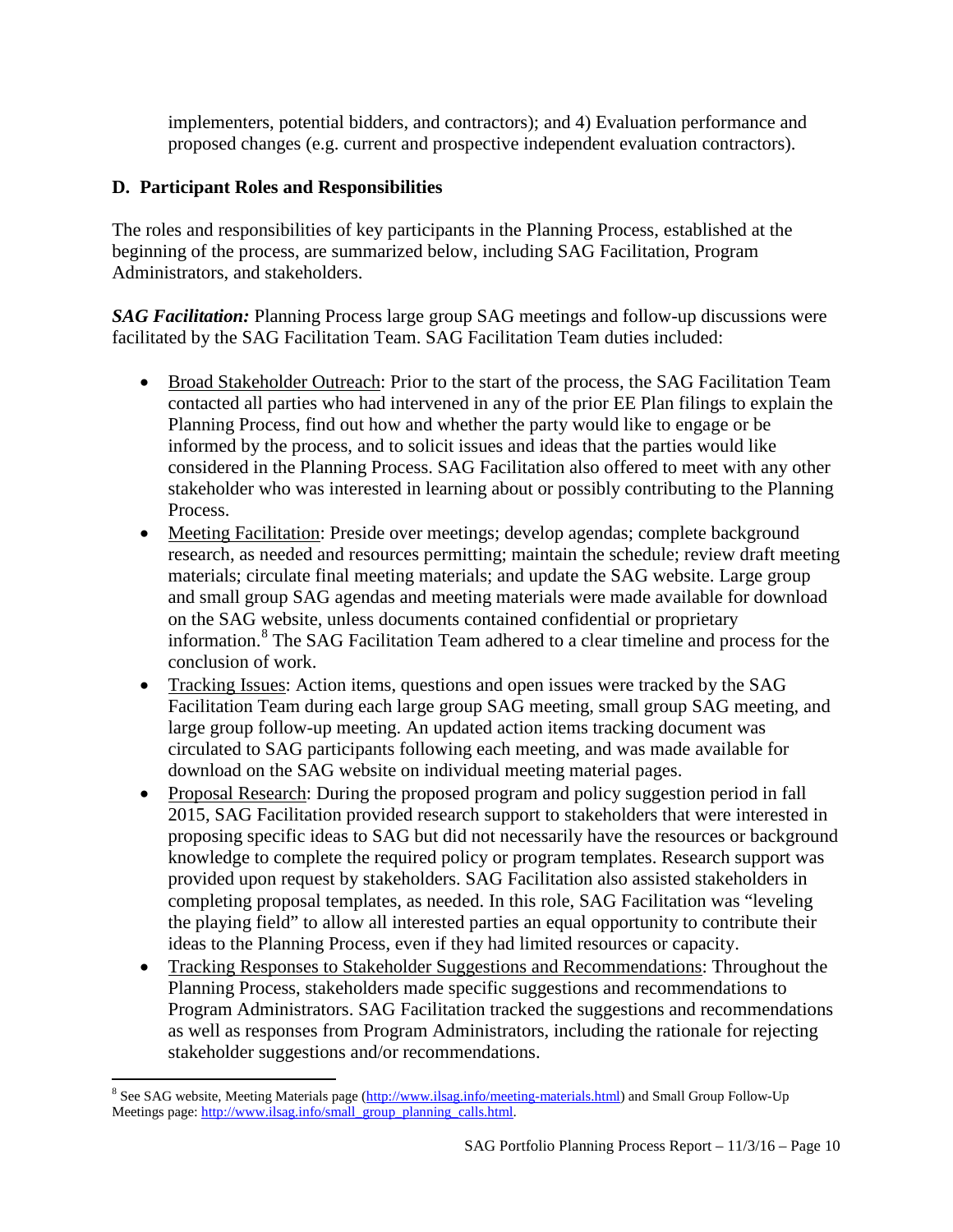implementers, potential bidders, and contractors); and 4) Evaluation performance and proposed changes (e.g. current and prospective independent evaluation contractors).

### D. Participant Roles and Responsibilities

The roles and responsibilities of key participants in the Planning Process, established at the beginning of the process, are summarized below, including SAG Facilitation, Program Administrators, and stakeholders.

***SAG Facilitation:*** Planning Process large group SAG meetings and follow-up discussions were facilitated by the SAG Facilitation Team. SAG Facilitation Team duties included:

- Broad Stakeholder Outreach: Prior to the start of the process, the SAG Facilitation Team contacted all parties who had intervened in any of the prior EE Plan filings to explain the Planning Process, find out how and whether the party would like to engage or be informed by the process, and to solicit issues and ideas that the parties would like considered in the Planning Process. SAG Facilitation also offered to meet with any other stakeholder who was interested in learning about or possibly contributing to the Planning Process.
- Meeting Facilitation: Preside over meetings; develop agendas; complete background research, as needed and resources permitting; maintain the schedule; review draft meeting materials; circulate final meeting materials; and update the SAG website. Large group and small group SAG agendas and meeting materials were made available for download on the SAG website, unless documents contained confidential or proprietary information.[8] The SAG Facilitation Team adhered to a clear timeline and process for the conclusion of work.
- Tracking Issues: Action items, questions and open issues were tracked by the SAG Facilitation Team during each large group SAG meeting, small group SAG meeting, and large group follow-up meeting. An updated action items tracking document was circulated to SAG participants following each meeting, and was made available for download on the SAG website on individual meeting material pages.
- Proposal Research: During the proposed program and policy suggestion period in fall 2015, SAG Facilitation provided research support to stakeholders that were interested in proposing specific ideas to SAG but did not necessarily have the resources or background knowledge to complete the required policy or program templates. Research support was provided upon request by stakeholders. SAG Facilitation also assisted stakeholders in completing proposal templates, as needed. In this role, SAG Facilitation was "leveling the playing field" to allow all interested parties an equal opportunity to contribute their ideas to the Planning Process, even if they had limited resources or capacity.
- Tracking Responses to Stakeholder Suggestions and Recommendations: Throughout the Planning Process, stakeholders made specific suggestions and recommendations to Program Administrators. SAG Facilitation tracked the suggestions and recommendations as well as responses from Program Administrators, including the rationale for rejecting stakeholder suggestions and/or recommendations.

---

[8] See SAG website, Meeting Materials page (http://www.ilsag.info/meeting-materials.html) and Small Group Follow-Up Meetings page: http://www.ilsag.info/small_group_planning_calls.html.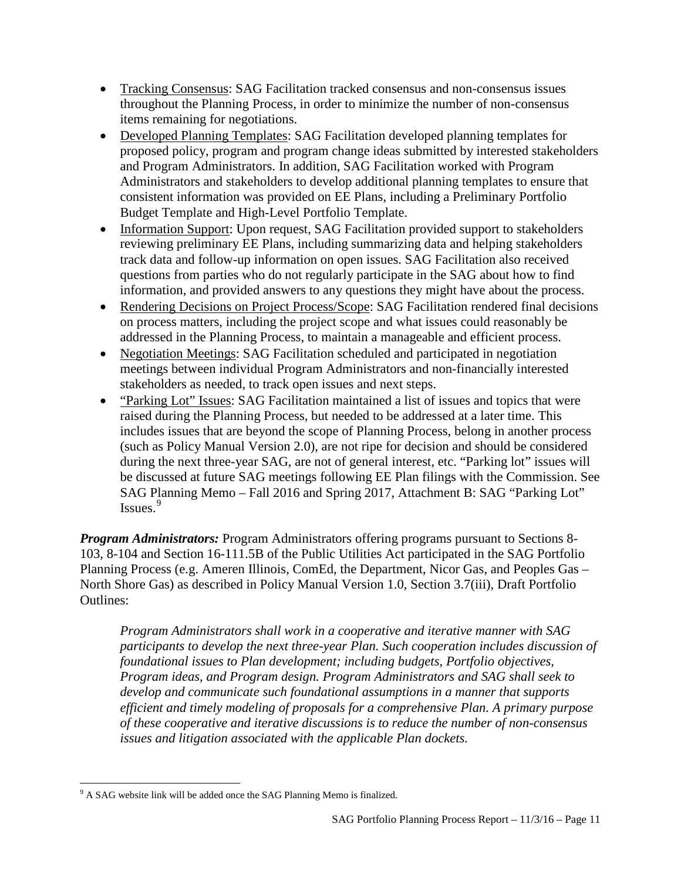- Tracking Consensus: SAG Facilitation tracked consensus and non-consensus issues throughout the Planning Process, in order to minimize the number of non-consensus items remaining for negotiations.
- Developed Planning Templates: SAG Facilitation developed planning templates for proposed policy, program and program change ideas submitted by interested stakeholders and Program Administrators. In addition, SAG Facilitation worked with Program Administrators and stakeholders to develop additional planning templates to ensure that consistent information was provided on EE Plans, including a Preliminary Portfolio Budget Template and High-Level Portfolio Template.
- Information Support: Upon request, SAG Facilitation provided support to stakeholders reviewing preliminary EE Plans, including summarizing data and helping stakeholders track data and follow-up information on open issues. SAG Facilitation also received questions from parties who do not regularly participate in the SAG about how to find information, and provided answers to any questions they might have about the process.
- Rendering Decisions on Project Process/Scope: SAG Facilitation rendered final decisions on process matters, including the project scope and what issues could reasonably be addressed in the Planning Process, to maintain a manageable and efficient process.
- Negotiation Meetings: SAG Facilitation scheduled and participated in negotiation meetings between individual Program Administrators and non-financially interested stakeholders as needed, to track open issues and next steps.
- "Parking Lot" Issues: SAG Facilitation maintained a list of issues and topics that were raised during the Planning Process, but needed to be addressed at a later time. This includes issues that are beyond the scope of Planning Process, belong in another process (such as Policy Manual Version 2.0), are not ripe for decision and should be considered during the next three-year SAG, are not of general interest, etc. "Parking lot" issues will be discussed at future SAG meetings following EE Plan filings with the Commission. See SAG Planning Memo – Fall 2016 and Spring 2017, Attachment B: SAG "Parking Lot" Issues.[9]

***Program Administrators:*** Program Administrators offering programs pursuant to Sections 8-103, 8-104 and Section 16-111.5B of the Public Utilities Act participated in the SAG Portfolio Planning Process (e.g. Ameren Illinois, ComEd, the Department, Nicor Gas, and Peoples Gas – North Shore Gas) as described in Policy Manual Version 1.0, Section 3.7(iii), Draft Portfolio Outlines:

> *Program Administrators shall work in a cooperative and iterative manner with SAG participants to develop the next three-year Plan. Such cooperation includes discussion of foundational issues to Plan development; including budgets, Portfolio objectives, Program ideas, and Program design. Program Administrators and SAG shall seek to develop and communicate such foundational assumptions in a manner that supports efficient and timely modeling of proposals for a comprehensive Plan. A primary purpose of these cooperative and iterative discussions is to reduce the number of non-consensus issues and litigation associated with the applicable Plan dockets.*

[9] A SAG website link will be added once the SAG Planning Memo is finalized.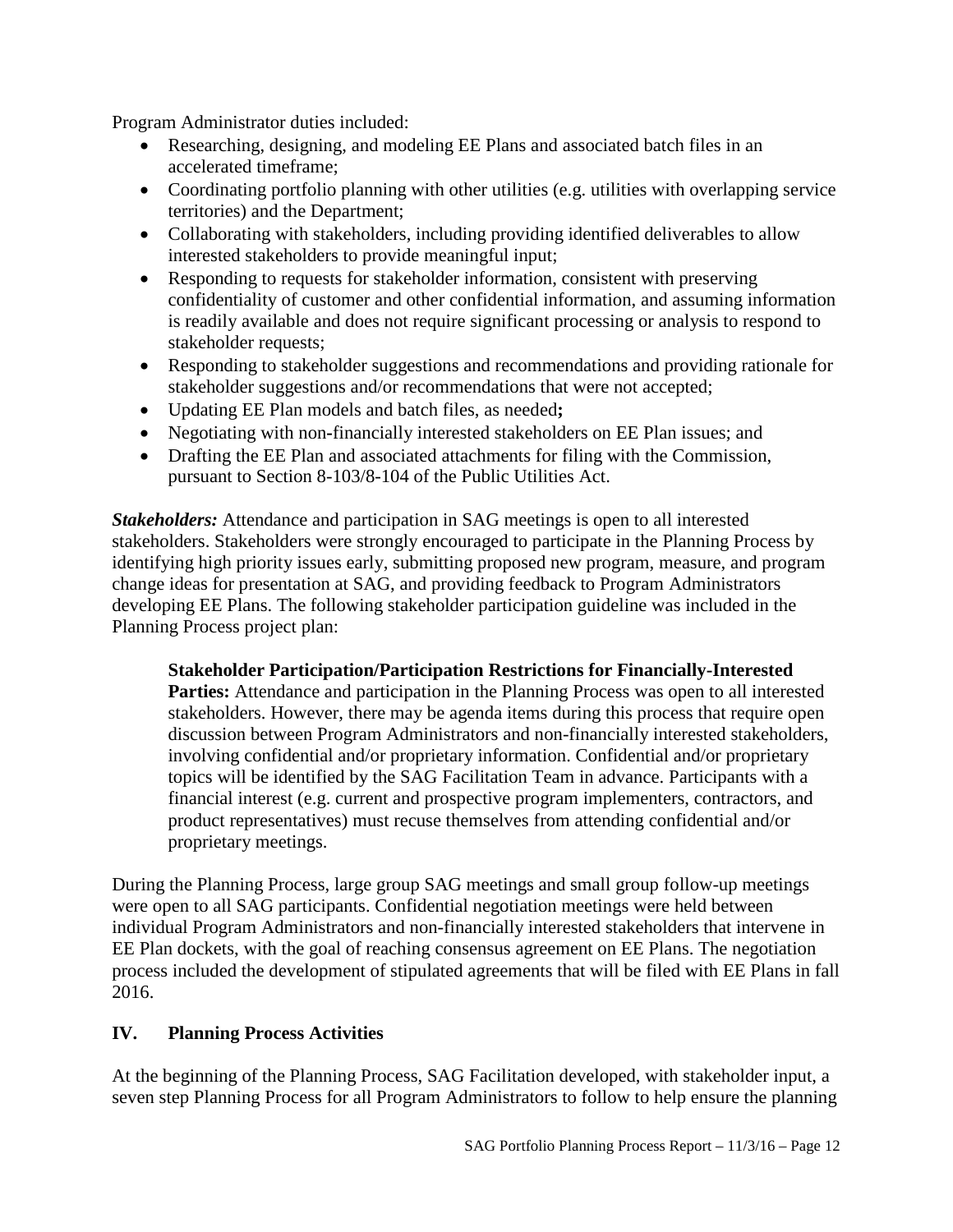Program Administrator duties included:

- Researching, designing, and modeling EE Plans and associated batch files in an accelerated timeframe;
- Coordinating portfolio planning with other utilities (e.g. utilities with overlapping service territories) and the Department;
- Collaborating with stakeholders, including providing identified deliverables to allow interested stakeholders to provide meaningful input;
- Responding to requests for stakeholder information, consistent with preserving confidentiality of customer and other confidential information, and assuming information is readily available and does not require significant processing or analysis to respond to stakeholder requests;
- Responding to stakeholder suggestions and recommendations and providing rationale for stakeholder suggestions and/or recommendations that were not accepted;
- Updating EE Plan models and batch files, as needed**;**
- Negotiating with non-financially interested stakeholders on EE Plan issues; and
- Drafting the EE Plan and associated attachments for filing with the Commission, pursuant to Section 8-103/8-104 of the Public Utilities Act.

***Stakeholders:*** Attendance and participation in SAG meetings is open to all interested stakeholders. Stakeholders were strongly encouraged to participate in the Planning Process by identifying high priority issues early, submitting proposed new program, measure, and program change ideas for presentation at SAG, and providing feedback to Program Administrators developing EE Plans. The following stakeholder participation guideline was included in the Planning Process project plan:

> **Stakeholder Participation/Participation Restrictions for Financially-Interested Parties:** Attendance and participation in the Planning Process was open to all interested stakeholders. However, there may be agenda items during this process that require open discussion between Program Administrators and non-financially interested stakeholders, involving confidential and/or proprietary information. Confidential and/or proprietary topics will be identified by the SAG Facilitation Team in advance. Participants with a financial interest (e.g. current and prospective program implementers, contractors, and product representatives) must recuse themselves from attending confidential and/or proprietary meetings.

During the Planning Process, large group SAG meetings and small group follow-up meetings were open to all SAG participants. Confidential negotiation meetings were held between individual Program Administrators and non-financially interested stakeholders that intervene in EE Plan dockets, with the goal of reaching consensus agreement on EE Plans. The negotiation process included the development of stipulated agreements that will be filed with EE Plans in fall 2016.

## IV. Planning Process Activities

At the beginning of the Planning Process, SAG Facilitation developed, with stakeholder input, a seven step Planning Process for all Program Administrators to follow to help ensure the planning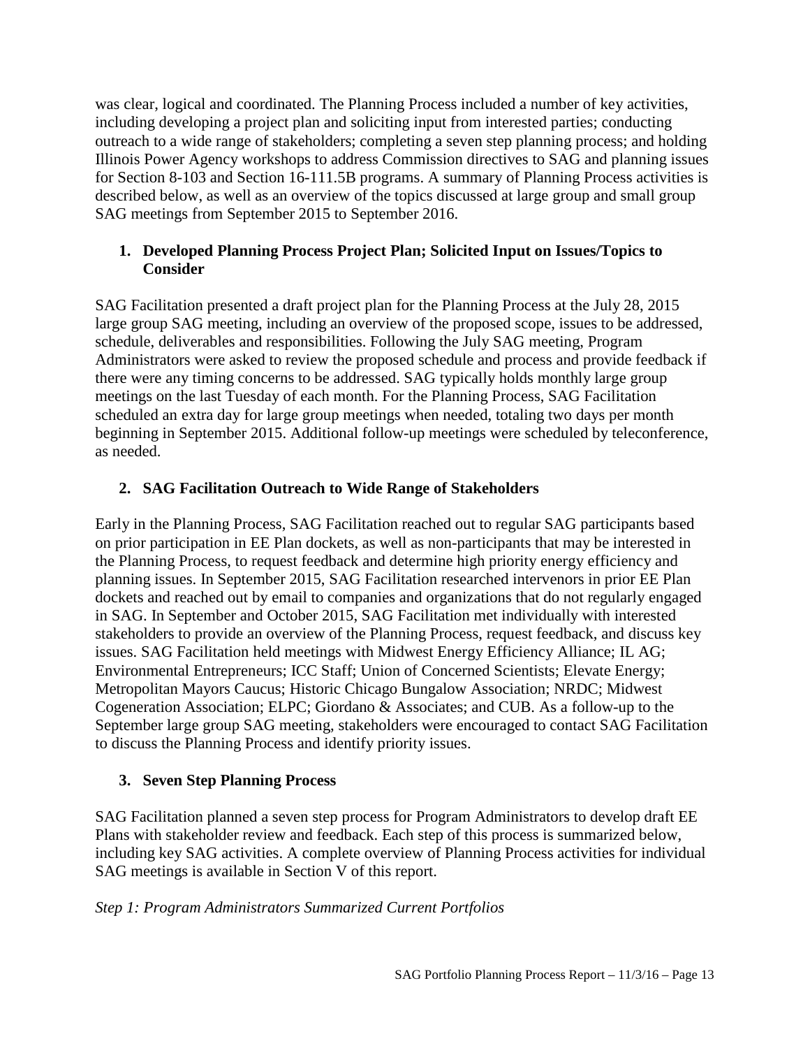was clear, logical and coordinated. The Planning Process included a number of key activities, including developing a project plan and soliciting input from interested parties; conducting outreach to a wide range of stakeholders; completing a seven step planning process; and holding Illinois Power Agency workshops to address Commission directives to SAG and planning issues for Section 8-103 and Section 16-111.5B programs. A summary of Planning Process activities is described below, as well as an overview of the topics discussed at large group and small group SAG meetings from September 2015 to September 2016.

### 1. Developed Planning Process Project Plan; Solicited Input on Issues/Topics to Consider

SAG Facilitation presented a draft project plan for the Planning Process at the July 28, 2015 large group SAG meeting, including an overview of the proposed scope, issues to be addressed, schedule, deliverables and responsibilities. Following the July SAG meeting, Program Administrators were asked to review the proposed schedule and process and provide feedback if there were any timing concerns to be addressed. SAG typically holds monthly large group meetings on the last Tuesday of each month. For the Planning Process, SAG Facilitation scheduled an extra day for large group meetings when needed, totaling two days per month beginning in September 2015. Additional follow-up meetings were scheduled by teleconference, as needed.

### 2. SAG Facilitation Outreach to Wide Range of Stakeholders

Early in the Planning Process, SAG Facilitation reached out to regular SAG participants based on prior participation in EE Plan dockets, as well as non-participants that may be interested in the Planning Process, to request feedback and determine high priority energy efficiency and planning issues. In September 2015, SAG Facilitation researched intervenors in prior EE Plan dockets and reached out by email to companies and organizations that do not regularly engaged in SAG. In September and October 2015, SAG Facilitation met individually with interested stakeholders to provide an overview of the Planning Process, request feedback, and discuss key issues. SAG Facilitation held meetings with Midwest Energy Efficiency Alliance; IL AG; Environmental Entrepreneurs; ICC Staff; Union of Concerned Scientists; Elevate Energy; Metropolitan Mayors Caucus; Historic Chicago Bungalow Association; NRDC; Midwest Cogeneration Association; ELPC; Giordano & Associates; and CUB. As a follow-up to the September large group SAG meeting, stakeholders were encouraged to contact SAG Facilitation to discuss the Planning Process and identify priority issues.

### 3. Seven Step Planning Process

SAG Facilitation planned a seven step process for Program Administrators to develop draft EE Plans with stakeholder review and feedback. Each step of this process is summarized below, including key SAG activities. A complete overview of Planning Process activities for individual SAG meetings is available in Section V of this report.

*Step 1: Program Administrators Summarized Current Portfolios*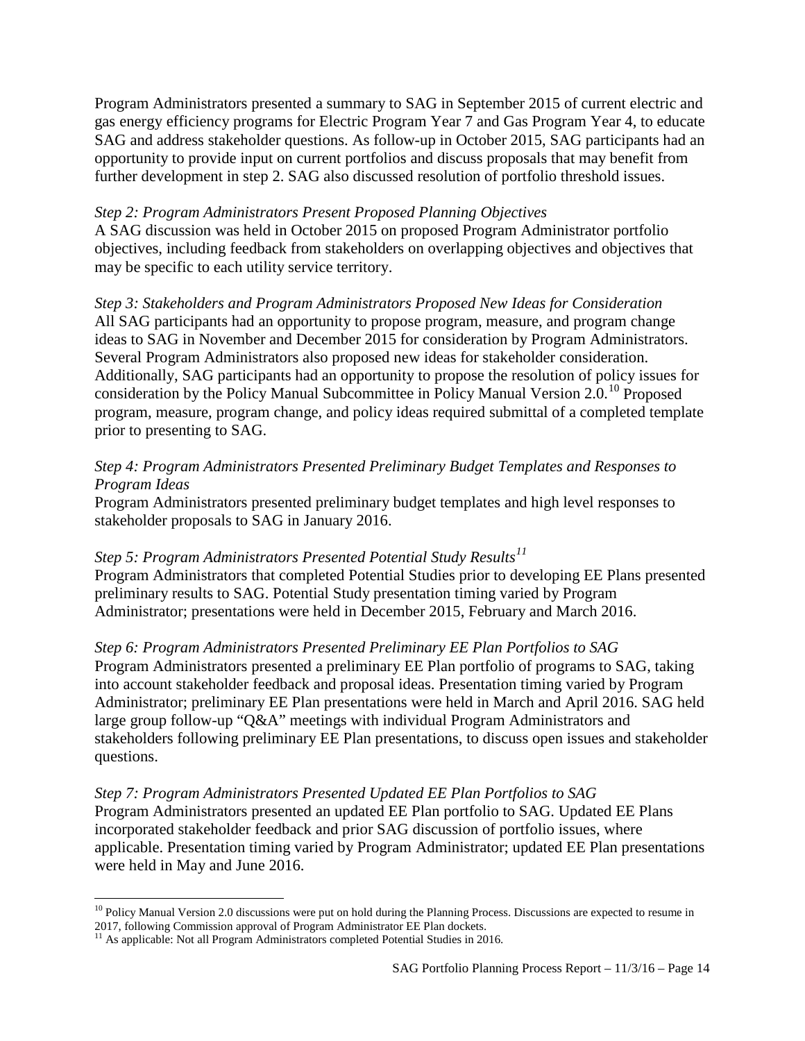Program Administrators presented a summary to SAG in September 2015 of current electric and gas energy efficiency programs for Electric Program Year 7 and Gas Program Year 4, to educate SAG and address stakeholder questions. As follow-up in October 2015, SAG participants had an opportunity to provide input on current portfolios and discuss proposals that may benefit from further development in step 2. SAG also discussed resolution of portfolio threshold issues.

*Step 2: Program Administrators Present Proposed Planning Objectives*

A SAG discussion was held in October 2015 on proposed Program Administrator portfolio objectives, including feedback from stakeholders on overlapping objectives and objectives that may be specific to each utility service territory.

*Step 3: Stakeholders and Program Administrators Proposed New Ideas for Consideration*

All SAG participants had an opportunity to propose program, measure, and program change ideas to SAG in November and December 2015 for consideration by Program Administrators. Several Program Administrators also proposed new ideas for stakeholder consideration. Additionally, SAG participants had an opportunity to propose the resolution of policy issues for consideration by the Policy Manual Subcommittee in Policy Manual Version 2.0.[10] Proposed program, measure, program change, and policy ideas required submittal of a completed template prior to presenting to SAG.

*Step 4: Program Administrators Presented Preliminary Budget Templates and Responses to Program Ideas*

Program Administrators presented preliminary budget templates and high level responses to stakeholder proposals to SAG in January 2016.

*Step 5: Program Administrators Presented Potential Study Results*[11]

Program Administrators that completed Potential Studies prior to developing EE Plans presented preliminary results to SAG. Potential Study presentation timing varied by Program Administrator; presentations were held in December 2015, February and March 2016.

*Step 6: Program Administrators Presented Preliminary EE Plan Portfolios to SAG*

Program Administrators presented a preliminary EE Plan portfolio of programs to SAG, taking into account stakeholder feedback and proposal ideas. Presentation timing varied by Program Administrator; preliminary EE Plan presentations were held in March and April 2016. SAG held large group follow-up "Q&A" meetings with individual Program Administrators and stakeholders following preliminary EE Plan presentations, to discuss open issues and stakeholder questions.

*Step 7: Program Administrators Presented Updated EE Plan Portfolios to SAG*

Program Administrators presented an updated EE Plan portfolio to SAG. Updated EE Plans incorporated stakeholder feedback and prior SAG discussion of portfolio issues, where applicable. Presentation timing varied by Program Administrator; updated EE Plan presentations were held in May and June 2016.

---

[10] Policy Manual Version 2.0 discussions were put on hold during the Planning Process. Discussions are expected to resume in 2017, following Commission approval of Program Administrator EE Plan dockets.

[11] As applicable: Not all Program Administrators completed Potential Studies in 2016.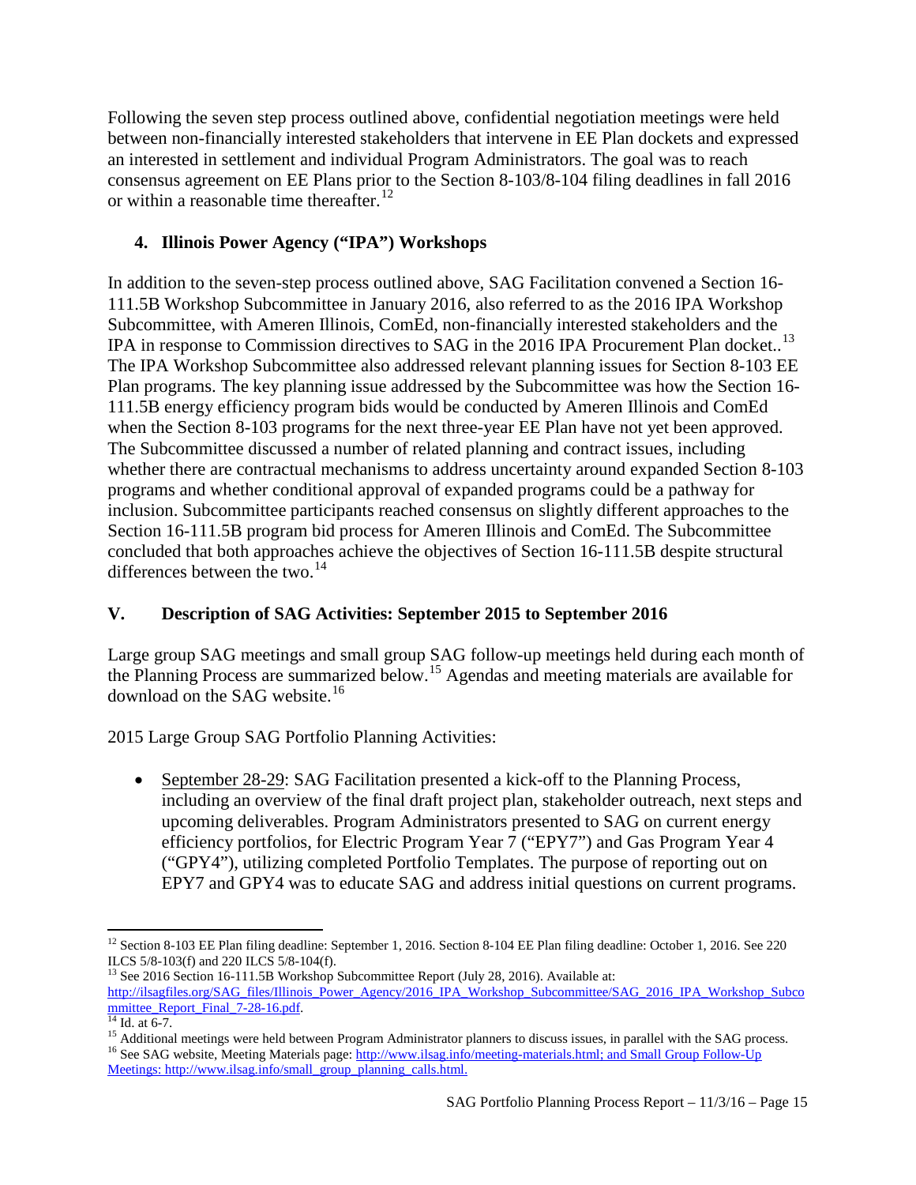Following the seven step process outlined above, confidential negotiation meetings were held between non-financially interested stakeholders that intervene in EE Plan dockets and expressed an interested in settlement and individual Program Administrators. The goal was to reach consensus agreement on EE Plans prior to the Section 8-103/8-104 filing deadlines in fall 2016 or within a reasonable time thereafter.[12]

### 4. Illinois Power Agency ("IPA") Workshops

In addition to the seven-step process outlined above, SAG Facilitation convened a Section 16-111.5B Workshop Subcommittee in January 2016, also referred to as the 2016 IPA Workshop Subcommittee, with Ameren Illinois, ComEd, non-financially interested stakeholders and the IPA in response to Commission directives to SAG in the 2016 IPA Procurement Plan docket..[13] The IPA Workshop Subcommittee also addressed relevant planning issues for Section 8-103 EE Plan programs. The key planning issue addressed by the Subcommittee was how the Section 16-111.5B energy efficiency program bids would be conducted by Ameren Illinois and ComEd when the Section 8-103 programs for the next three-year EE Plan have not yet been approved. The Subcommittee discussed a number of related planning and contract issues, including whether there are contractual mechanisms to address uncertainty around expanded Section 8-103 programs and whether conditional approval of expanded programs could be a pathway for inclusion. Subcommittee participants reached consensus on slightly different approaches to the Section 16-111.5B program bid process for Ameren Illinois and ComEd. The Subcommittee concluded that both approaches achieve the objectives of Section 16-111.5B despite structural differences between the two.[14]

## V. Description of SAG Activities: September 2015 to September 2016

Large group SAG meetings and small group SAG follow-up meetings held during each month of the Planning Process are summarized below.[15] Agendas and meeting materials are available for download on the SAG website.[16]

2015 Large Group SAG Portfolio Planning Activities:

- September 28-29: SAG Facilitation presented a kick-off to the Planning Process, including an overview of the final draft project plan, stakeholder outreach, next steps and upcoming deliverables. Program Administrators presented to SAG on current energy efficiency portfolios, for Electric Program Year 7 ("EPY7") and Gas Program Year 4 ("GPY4"), utilizing completed Portfolio Templates. The purpose of reporting out on EPY7 and GPY4 was to educate SAG and address initial questions on current programs.

---

[12] Section 8-103 EE Plan filing deadline: September 1, 2016. Section 8-104 EE Plan filing deadline: October 1, 2016. See 220 ILCS 5/8-103(f) and 220 ILCS 5/8-104(f).

[13] See 2016 Section 16-111.5B Workshop Subcommittee Report (July 28, 2016). Available at: http://ilsagfiles.org/SAG_files/Illinois_Power_Agency/2016_IPA_Workshop_Subcommittee/SAG_2016_IPA_Workshop_Subcommittee_Report_Final_7-28-16.pdf.

[14] Id. at 6-7.

[15] Additional meetings were held between Program Administrator planners to discuss issues, in parallel with the SAG process.

[16] See SAG website, Meeting Materials page: http://www.ilsag.info/meeting-materials.html; and Small Group Follow-Up Meetings: http://www.ilsag.info/small_group_planning_calls.html.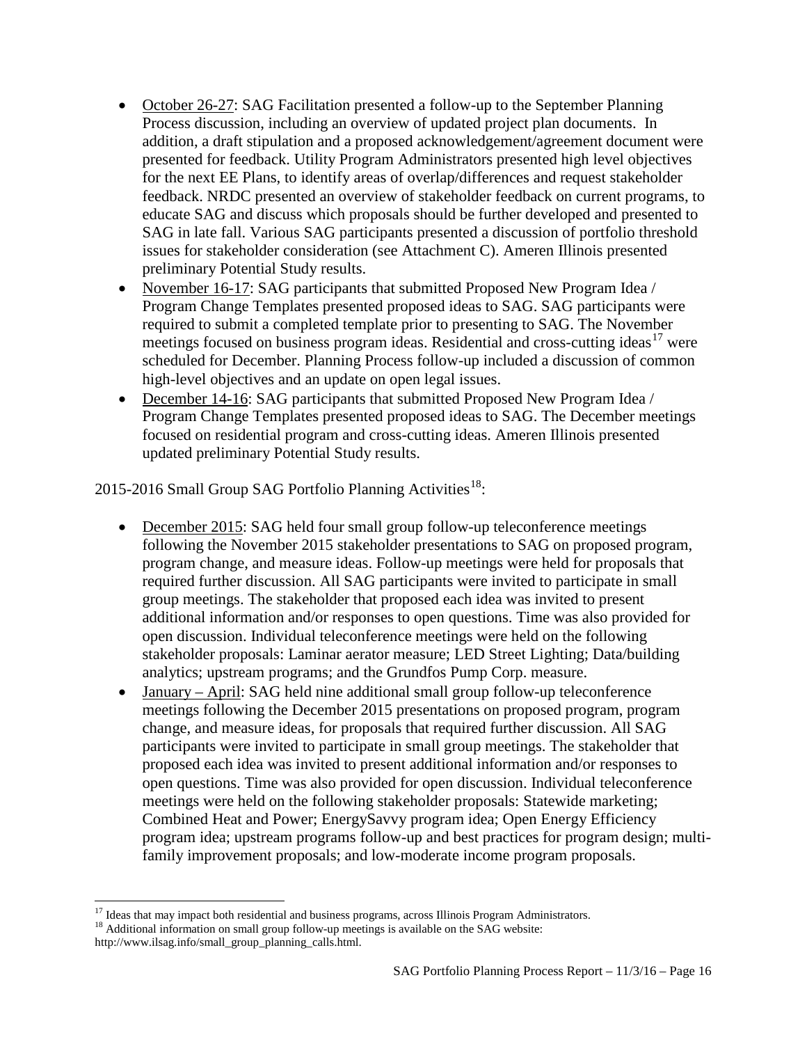- October 26-27: SAG Facilitation presented a follow-up to the September Planning Process discussion, including an overview of updated project plan documents. In addition, a draft stipulation and a proposed acknowledgement/agreement document were presented for feedback. Utility Program Administrators presented high level objectives for the next EE Plans, to identify areas of overlap/differences and request stakeholder feedback. NRDC presented an overview of stakeholder feedback on current programs, to educate SAG and discuss which proposals should be further developed and presented to SAG in late fall. Various SAG participants presented a discussion of portfolio threshold issues for stakeholder consideration (see Attachment C). Ameren Illinois presented preliminary Potential Study results.
- November 16-17: SAG participants that submitted Proposed New Program Idea / Program Change Templates presented proposed ideas to SAG. SAG participants were required to submit a completed template prior to presenting to SAG. The November meetings focused on business program ideas. Residential and cross-cutting ideas[17] were scheduled for December. Planning Process follow-up included a discussion of common high-level objectives and an update on open legal issues.
- December 14-16: SAG participants that submitted Proposed New Program Idea / Program Change Templates presented proposed ideas to SAG. The December meetings focused on residential program and cross-cutting ideas. Ameren Illinois presented updated preliminary Potential Study results.

2015-2016 Small Group SAG Portfolio Planning Activities[18]:

- December 2015: SAG held four small group follow-up teleconference meetings following the November 2015 stakeholder presentations to SAG on proposed program, program change, and measure ideas. Follow-up meetings were held for proposals that required further discussion. All SAG participants were invited to participate in small group meetings. The stakeholder that proposed each idea was invited to present additional information and/or responses to open questions. Time was also provided for open discussion. Individual teleconference meetings were held on the following stakeholder proposals: Laminar aerator measure; LED Street Lighting; Data/building analytics; upstream programs; and the Grundfos Pump Corp. measure.
- January – April: SAG held nine additional small group follow-up teleconference meetings following the December 2015 presentations on proposed program, program change, and measure ideas, for proposals that required further discussion. All SAG participants were invited to participate in small group meetings. The stakeholder that proposed each idea was invited to present additional information and/or responses to open questions. Time was also provided for open discussion. Individual teleconference meetings were held on the following stakeholder proposals: Statewide marketing; Combined Heat and Power; EnergySavvy program idea; Open Energy Efficiency program idea; upstream programs follow-up and best practices for program design; multi-family improvement proposals; and low-moderate income program proposals.

---

[17] Ideas that may impact both residential and business programs, across Illinois Program Administrators.

[18] Additional information on small group follow-up meetings is available on the SAG website: http://www.ilsag.info/small_group_planning_calls.html.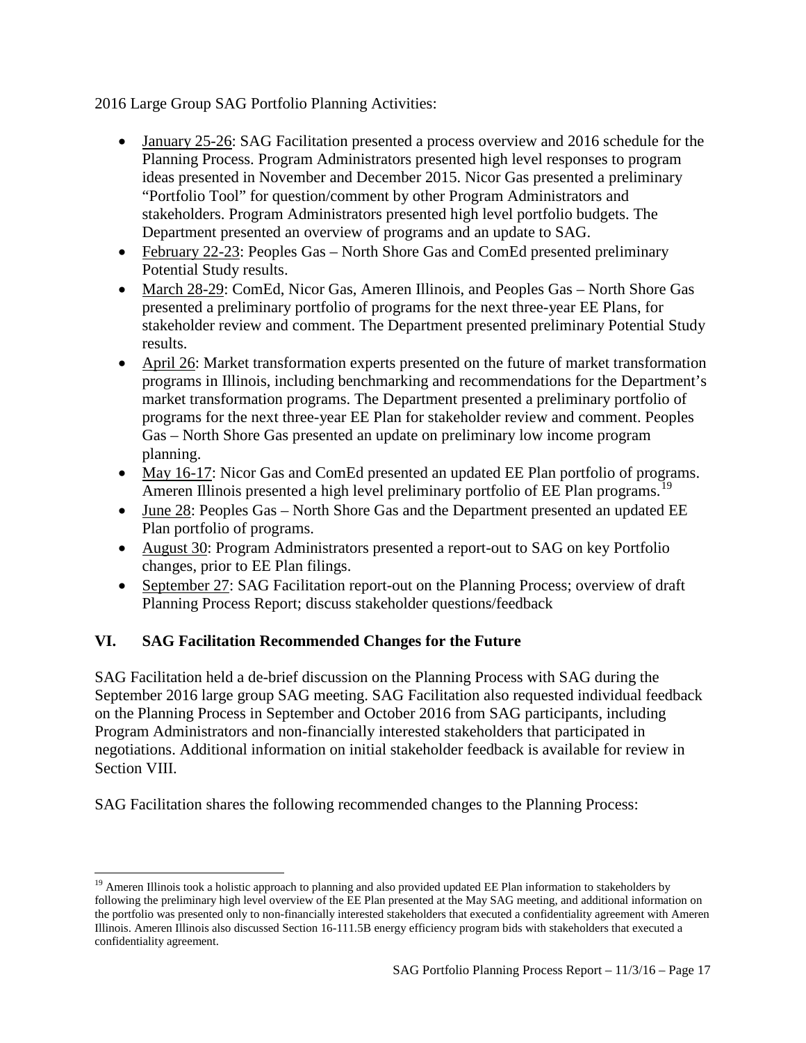2016 Large Group SAG Portfolio Planning Activities:

- January 25-26: SAG Facilitation presented a process overview and 2016 schedule for the Planning Process. Program Administrators presented high level responses to program ideas presented in November and December 2015. Nicor Gas presented a preliminary "Portfolio Tool" for question/comment by other Program Administrators and stakeholders. Program Administrators presented high level portfolio budgets. The Department presented an overview of programs and an update to SAG.
- February 22-23: Peoples Gas – North Shore Gas and ComEd presented preliminary Potential Study results.
- March 28-29: ComEd, Nicor Gas, Ameren Illinois, and Peoples Gas – North Shore Gas presented a preliminary portfolio of programs for the next three-year EE Plans, for stakeholder review and comment. The Department presented preliminary Potential Study results.
- April 26: Market transformation experts presented on the future of market transformation programs in Illinois, including benchmarking and recommendations for the Department's market transformation programs. The Department presented a preliminary portfolio of programs for the next three-year EE Plan for stakeholder review and comment. Peoples Gas – North Shore Gas presented an update on preliminary low income program planning.
- May 16-17: Nicor Gas and ComEd presented an updated EE Plan portfolio of programs. Ameren Illinois presented a high level preliminary portfolio of EE Plan programs.[19]
- June 28: Peoples Gas – North Shore Gas and the Department presented an updated EE Plan portfolio of programs.
- August 30: Program Administrators presented a report-out to SAG on key Portfolio changes, prior to EE Plan filings.
- September 27: SAG Facilitation report-out on the Planning Process; overview of draft Planning Process Report; discuss stakeholder questions/feedback

## VI. SAG Facilitation Recommended Changes for the Future

SAG Facilitation held a de-brief discussion on the Planning Process with SAG during the September 2016 large group SAG meeting. SAG Facilitation also requested individual feedback on the Planning Process in September and October 2016 from SAG participants, including Program Administrators and non-financially interested stakeholders that participated in negotiations. Additional information on initial stakeholder feedback is available for review in Section VIII.

SAG Facilitation shares the following recommended changes to the Planning Process:

[19] Ameren Illinois took a holistic approach to planning and also provided updated EE Plan information to stakeholders by following the preliminary high level overview of the EE Plan presented at the May SAG meeting, and additional information on the portfolio was presented only to non-financially interested stakeholders that executed a confidentiality agreement with Ameren Illinois. Ameren Illinois also discussed Section 16-111.5B energy efficiency program bids with stakeholders that executed a confidentiality agreement.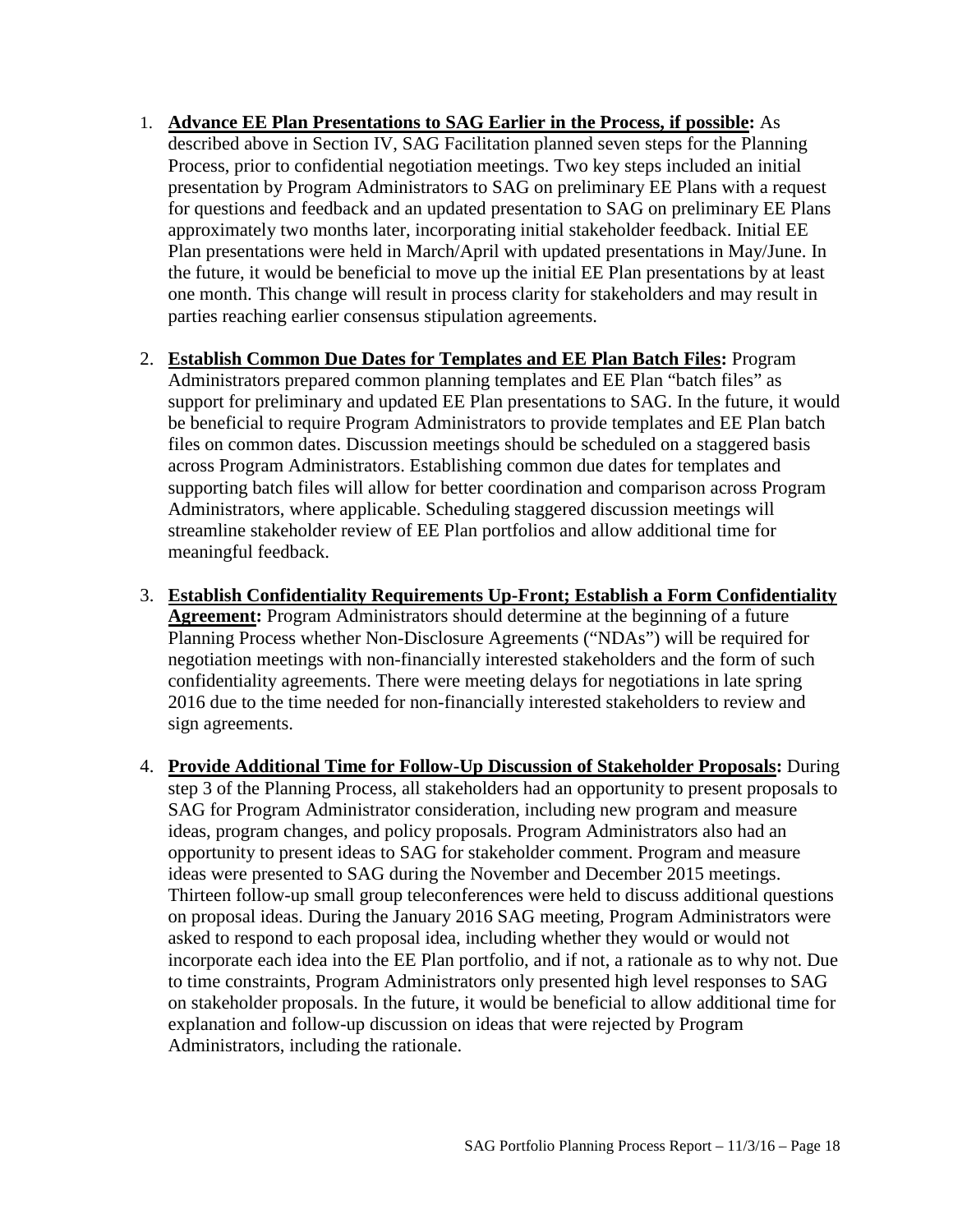1. **Advance EE Plan Presentations to SAG Earlier in the Process, if possible:** As described above in Section IV, SAG Facilitation planned seven steps for the Planning Process, prior to confidential negotiation meetings. Two key steps included an initial presentation by Program Administrators to SAG on preliminary EE Plans with a request for questions and feedback and an updated presentation to SAG on preliminary EE Plans approximately two months later, incorporating initial stakeholder feedback. Initial EE Plan presentations were held in March/April with updated presentations in May/June. In the future, it would be beneficial to move up the initial EE Plan presentations by at least one month. This change will result in process clarity for stakeholders and may result in parties reaching earlier consensus stipulation agreements.

2. **Establish Common Due Dates for Templates and EE Plan Batch Files:** Program Administrators prepared common planning templates and EE Plan "batch files" as support for preliminary and updated EE Plan presentations to SAG. In the future, it would be beneficial to require Program Administrators to provide templates and EE Plan batch files on common dates. Discussion meetings should be scheduled on a staggered basis across Program Administrators. Establishing common due dates for templates and supporting batch files will allow for better coordination and comparison across Program Administrators, where applicable. Scheduling staggered discussion meetings will streamline stakeholder review of EE Plan portfolios and allow additional time for meaningful feedback.

3. **Establish Confidentiality Requirements Up-Front; Establish a Form Confidentiality Agreement:** Program Administrators should determine at the beginning of a future Planning Process whether Non-Disclosure Agreements ("NDAs") will be required for negotiation meetings with non-financially interested stakeholders and the form of such confidentiality agreements. There were meeting delays for negotiations in late spring 2016 due to the time needed for non-financially interested stakeholders to review and sign agreements.

4. **Provide Additional Time for Follow-Up Discussion of Stakeholder Proposals:** During step 3 of the Planning Process, all stakeholders had an opportunity to present proposals to SAG for Program Administrator consideration, including new program and measure ideas, program changes, and policy proposals. Program Administrators also had an opportunity to present ideas to SAG for stakeholder comment. Program and measure ideas were presented to SAG during the November and December 2015 meetings. Thirteen follow-up small group teleconferences were held to discuss additional questions on proposal ideas. During the January 2016 SAG meeting, Program Administrators were asked to respond to each proposal idea, including whether they would or would not incorporate each idea into the EE Plan portfolio, and if not, a rationale as to why not. Due to time constraints, Program Administrators only presented high level responses to SAG on stakeholder proposals. In the future, it would be beneficial to allow additional time for explanation and follow-up discussion on ideas that were rejected by Program Administrators, including the rationale.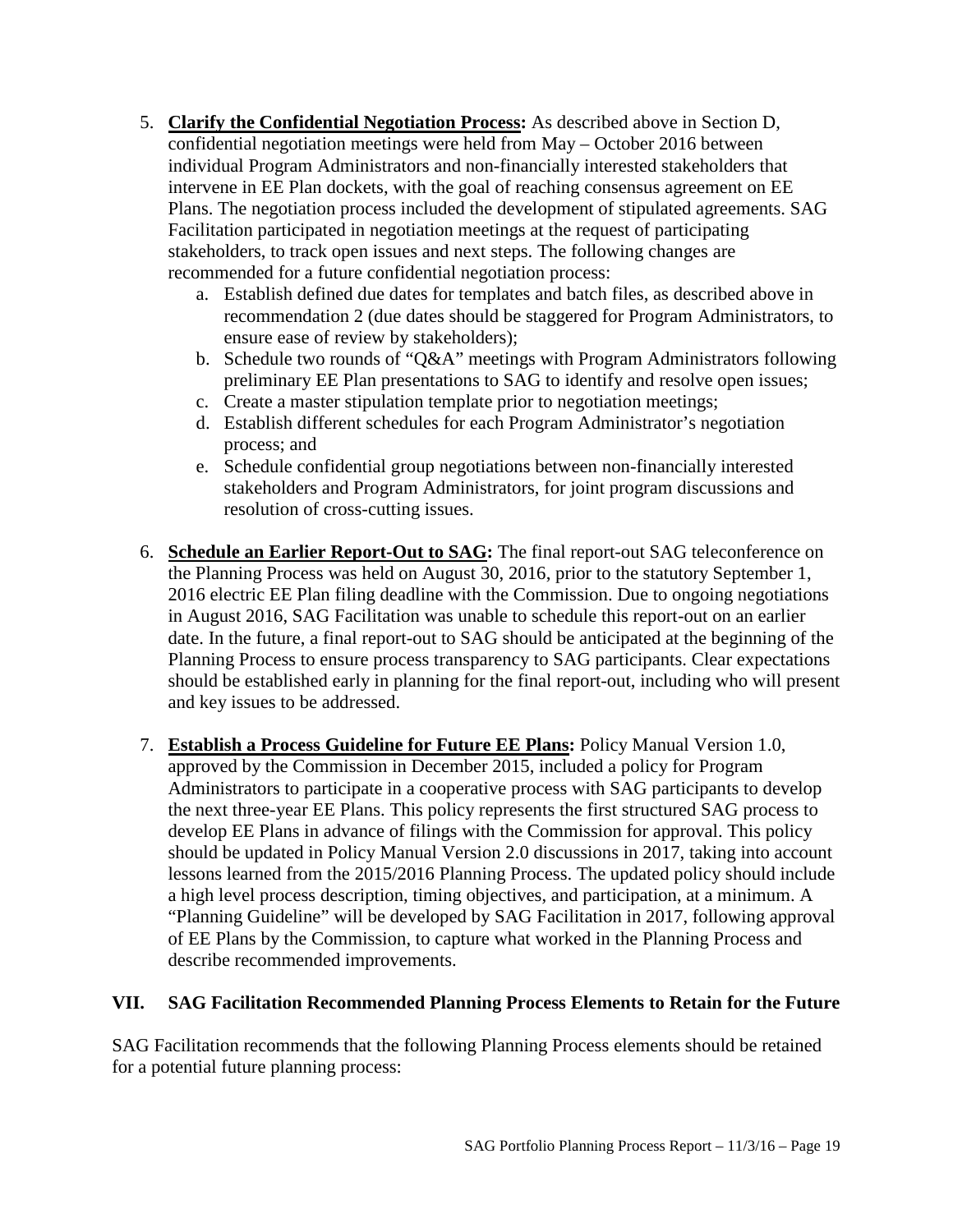5. **Clarify the Confidential Negotiation Process:** As described above in Section D, confidential negotiation meetings were held from May – October 2016 between individual Program Administrators and non-financially interested stakeholders that intervene in EE Plan dockets, with the goal of reaching consensus agreement on EE Plans. The negotiation process included the development of stipulated agreements. SAG Facilitation participated in negotiation meetings at the request of participating stakeholders, to track open issues and next steps. The following changes are recommended for a future confidential negotiation process:
   a. Establish defined due dates for templates and batch files, as described above in recommendation 2 (due dates should be staggered for Program Administrators, to ensure ease of review by stakeholders);
   b. Schedule two rounds of "Q&A" meetings with Program Administrators following preliminary EE Plan presentations to SAG to identify and resolve open issues;
   c. Create a master stipulation template prior to negotiation meetings;
   d. Establish different schedules for each Program Administrator's negotiation process; and
   e. Schedule confidential group negotiations between non-financially interested stakeholders and Program Administrators, for joint program discussions and resolution of cross-cutting issues.

6. **Schedule an Earlier Report-Out to SAG:** The final report-out SAG teleconference on the Planning Process was held on August 30, 2016, prior to the statutory September 1, 2016 electric EE Plan filing deadline with the Commission. Due to ongoing negotiations in August 2016, SAG Facilitation was unable to schedule this report-out on an earlier date. In the future, a final report-out to SAG should be anticipated at the beginning of the Planning Process to ensure process transparency to SAG participants. Clear expectations should be established early in planning for the final report-out, including who will present and key issues to be addressed.

7. **Establish a Process Guideline for Future EE Plans:** Policy Manual Version 1.0, approved by the Commission in December 2015, included a policy for Program Administrators to participate in a cooperative process with SAG participants to develop the next three-year EE Plans. This policy represents the first structured SAG process to develop EE Plans in advance of filings with the Commission for approval. This policy should be updated in Policy Manual Version 2.0 discussions in 2017, taking into account lessons learned from the 2015/2016 Planning Process. The updated policy should include a high level process description, timing objectives, and participation, at a minimum. A "Planning Guideline" will be developed by SAG Facilitation in 2017, following approval of EE Plans by the Commission, to capture what worked in the Planning Process and describe recommended improvements.

## VII. SAG Facilitation Recommended Planning Process Elements to Retain for the Future

SAG Facilitation recommends that the following Planning Process elements should be retained for a potential future planning process: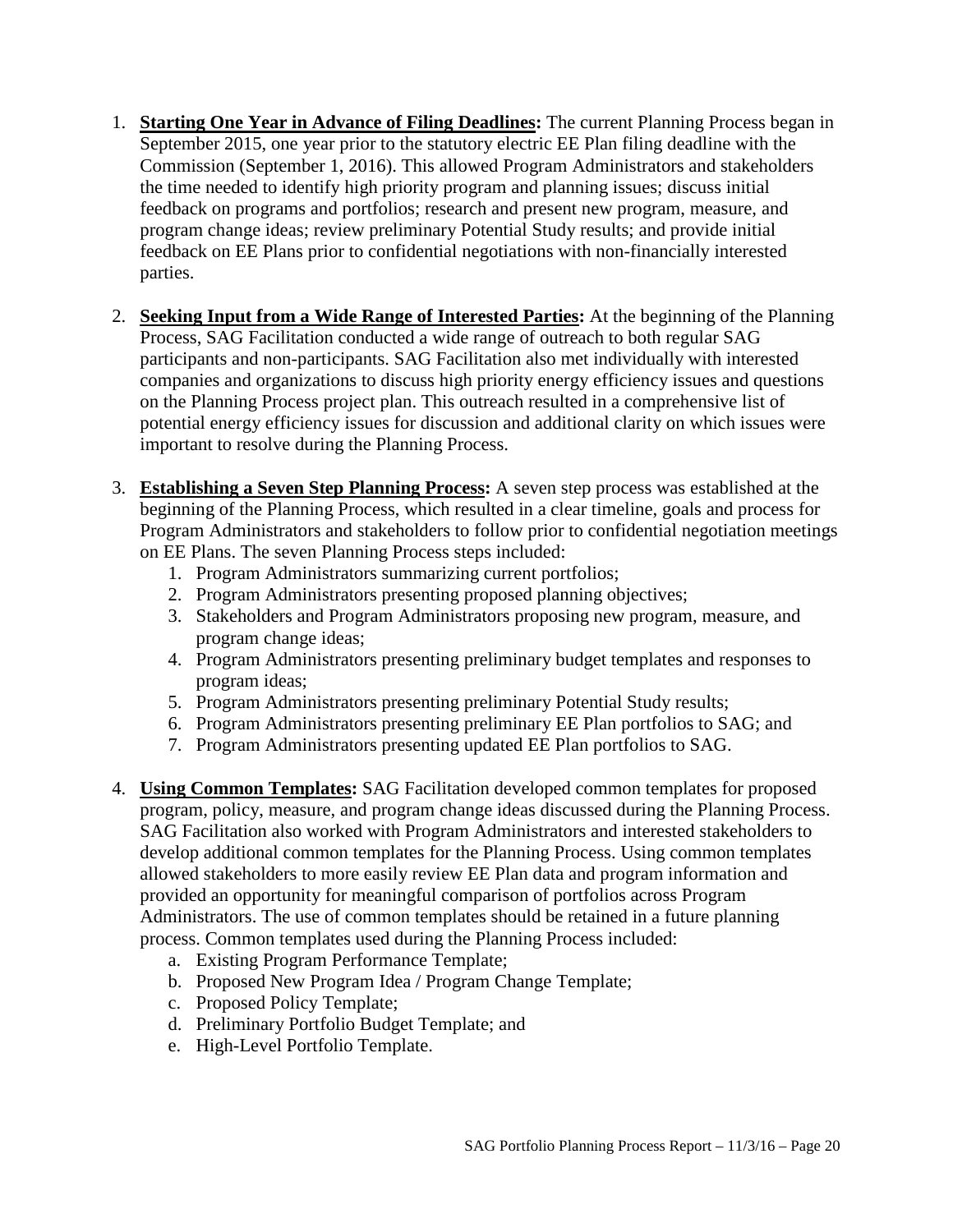1. **<u>Starting One Year in Advance of Filing Deadlines</u>:** The current Planning Process began in September 2015, one year prior to the statutory electric EE Plan filing deadline with the Commission (September 1, 2016). This allowed Program Administrators and stakeholders the time needed to identify high priority program and planning issues; discuss initial feedback on programs and portfolios; research and present new program, measure, and program change ideas; review preliminary Potential Study results; and provide initial feedback on EE Plans prior to confidential negotiations with non-financially interested parties.

2. **<u>Seeking Input from a Wide Range of Interested Parties</u>:** At the beginning of the Planning Process, SAG Facilitation conducted a wide range of outreach to both regular SAG participants and non-participants. SAG Facilitation also met individually with interested companies and organizations to discuss high priority energy efficiency issues and questions on the Planning Process project plan. This outreach resulted in a comprehensive list of potential energy efficiency issues for discussion and additional clarity on which issues were important to resolve during the Planning Process.

3. **<u>Establishing a Seven Step Planning Process</u>:** A seven step process was established at the beginning of the Planning Process, which resulted in a clear timeline, goals and process for Program Administrators and stakeholders to follow prior to confidential negotiation meetings on EE Plans. The seven Planning Process steps included:
    1. Program Administrators summarizing current portfolios;
    2. Program Administrators presenting proposed planning objectives;
    3. Stakeholders and Program Administrators proposing new program, measure, and program change ideas;
    4. Program Administrators presenting preliminary budget templates and responses to program ideas;
    5. Program Administrators presenting preliminary Potential Study results;
    6. Program Administrators presenting preliminary EE Plan portfolios to SAG; and
    7. Program Administrators presenting updated EE Plan portfolios to SAG.

4. **<u>Using Common Templates</u>:** SAG Facilitation developed common templates for proposed program, policy, measure, and program change ideas discussed during the Planning Process. SAG Facilitation also worked with Program Administrators and interested stakeholders to develop additional common templates for the Planning Process. Using common templates allowed stakeholders to more easily review EE Plan data and program information and provided an opportunity for meaningful comparison of portfolios across Program Administrators. The use of common templates should be retained in a future planning process. Common templates used during the Planning Process included:
    a. Existing Program Performance Template;
    b. Proposed New Program Idea / Program Change Template;
    c. Proposed Policy Template;
    d. Preliminary Portfolio Budget Template; and
    e. High-Level Portfolio Template.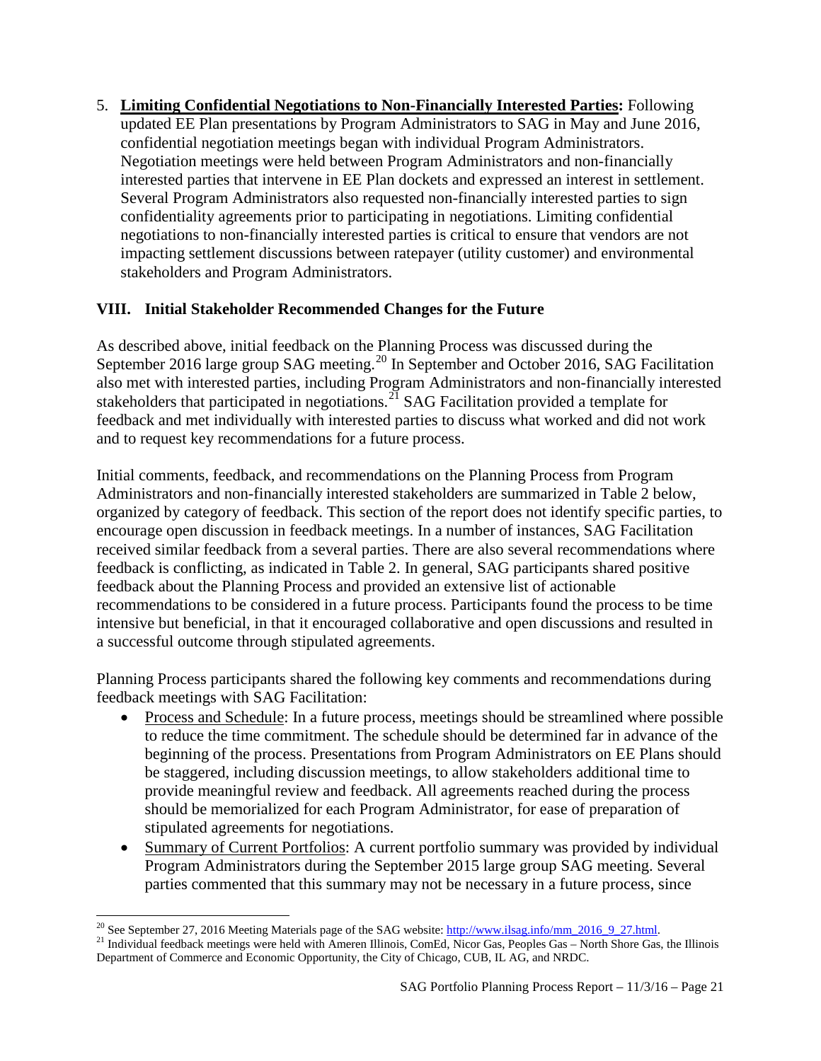5. **<u>Limiting Confidential Negotiations to Non-Financially Interested Parties</u>:** Following updated EE Plan presentations by Program Administrators to SAG in May and June 2016, confidential negotiation meetings began with individual Program Administrators. Negotiation meetings were held between Program Administrators and non-financially interested parties that intervene in EE Plan dockets and expressed an interest in settlement. Several Program Administrators also requested non-financially interested parties to sign confidentiality agreements prior to participating in negotiations. Limiting confidential negotiations to non-financially interested parties is critical to ensure that vendors are not impacting settlement discussions between ratepayer (utility customer) and environmental stakeholders and Program Administrators.

## VIII. Initial Stakeholder Recommended Changes for the Future

As described above, initial feedback on the Planning Process was discussed during the September 2016 large group SAG meeting.[20] In September and October 2016, SAG Facilitation also met with interested parties, including Program Administrators and non-financially interested stakeholders that participated in negotiations.[21] SAG Facilitation provided a template for feedback and met individually with interested parties to discuss what worked and did not work and to request key recommendations for a future process.

Initial comments, feedback, and recommendations on the Planning Process from Program Administrators and non-financially interested stakeholders are summarized in Table 2 below, organized by category of feedback. This section of the report does not identify specific parties, to encourage open discussion in feedback meetings. In a number of instances, SAG Facilitation received similar feedback from a several parties. There are also several recommendations where feedback is conflicting, as indicated in Table 2. In general, SAG participants shared positive feedback about the Planning Process and provided an extensive list of actionable recommendations to be considered in a future process. Participants found the process to be time intensive but beneficial, in that it encouraged collaborative and open discussions and resulted in a successful outcome through stipulated agreements.

Planning Process participants shared the following key comments and recommendations during feedback meetings with SAG Facilitation:

- <u>Process and Schedule</u>: In a future process, meetings should be streamlined where possible to reduce the time commitment. The schedule should be determined far in advance of the beginning of the process. Presentations from Program Administrators on EE Plans should be staggered, including discussion meetings, to allow stakeholders additional time to provide meaningful review and feedback. All agreements reached during the process should be memorialized for each Program Administrator, for ease of preparation of stipulated agreements for negotiations.
- <u>Summary of Current Portfolios</u>: A current portfolio summary was provided by individual Program Administrators during the September 2015 large group SAG meeting. Several parties commented that this summary may not be necessary in a future process, since

[20] See September 27, 2016 Meeting Materials page of the SAG website: http://www.ilsag.info/mm_2016_9_27.html.

[21] Individual feedback meetings were held with Ameren Illinois, ComEd, Nicor Gas, Peoples Gas – North Shore Gas, the Illinois Department of Commerce and Economic Opportunity, the City of Chicago, CUB, IL AG, and NRDC.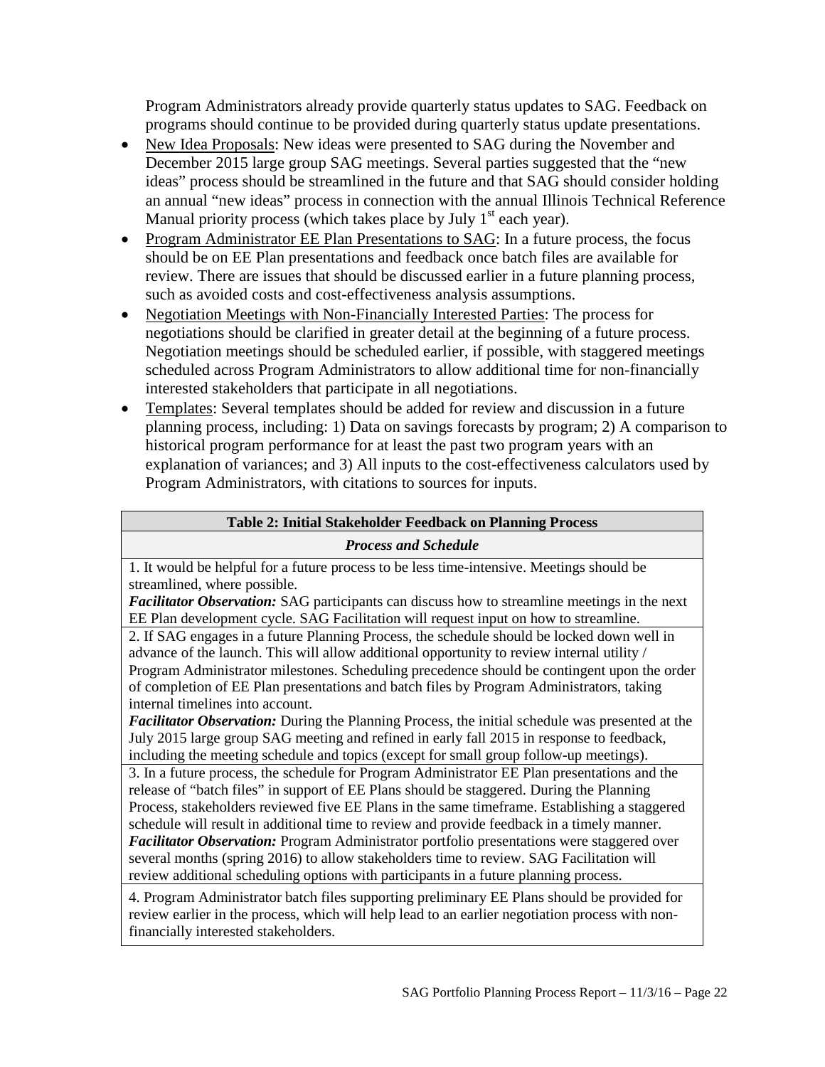Program Administrators already provide quarterly status updates to SAG. Feedback on programs should continue to be provided during quarterly status update presentations.

- New Idea Proposals: New ideas were presented to SAG during the November and December 2015 large group SAG meetings. Several parties suggested that the "new ideas" process should be streamlined in the future and that SAG should consider holding an annual "new ideas" process in connection with the annual Illinois Technical Reference Manual priority process (which takes place by July 1st each year).
- Program Administrator EE Plan Presentations to SAG: In a future process, the focus should be on EE Plan presentations and feedback once batch files are available for review. There are issues that should be discussed earlier in a future planning process, such as avoided costs and cost-effectiveness analysis assumptions.
- Negotiation Meetings with Non-Financially Interested Parties: The process for negotiations should be clarified in greater detail at the beginning of a future process. Negotiation meetings should be scheduled earlier, if possible, with staggered meetings scheduled across Program Administrators to allow additional time for non-financially interested stakeholders that participate in all negotiations.
- Templates: Several templates should be added for review and discussion in a future planning process, including: 1) Data on savings forecasts by program; 2) A comparison to historical program performance for at least the past two program years with an explanation of variances; and 3) All inputs to the cost-effectiveness calculators used by Program Administrators, with citations to sources for inputs.

| **Table 2: Initial Stakeholder Feedback on Planning Process** |
|---|
| ***Process and Schedule*** |
| 1. It would be helpful for a future process to be less time-intensive. Meetings should be streamlined, where possible.<br>***Facilitator Observation:*** SAG participants can discuss how to streamline meetings in the next EE Plan development cycle. SAG Facilitation will request input on how to streamline. |
| 2. If SAG engages in a future Planning Process, the schedule should be locked down well in advance of the launch. This will allow additional opportunity to review internal utility / Program Administrator milestones. Scheduling precedence should be contingent upon the order of completion of EE Plan presentations and batch files by Program Administrators, taking internal timelines into account.<br>***Facilitator Observation:*** During the Planning Process, the initial schedule was presented at the July 2015 large group SAG meeting and refined in early fall 2015 in response to feedback, including the meeting schedule and topics (except for small group follow-up meetings). |
| 3. In a future process, the schedule for Program Administrator EE Plan presentations and the release of "batch files" in support of EE Plans should be staggered. During the Planning Process, stakeholders reviewed five EE Plans in the same timeframe. Establishing a staggered schedule will result in additional time to review and provide feedback in a timely manner.<br>***Facilitator Observation:*** Program Administrator portfolio presentations were staggered over several months (spring 2016) to allow stakeholders time to review. SAG Facilitation will review additional scheduling options with participants in a future planning process. |
| 4. Program Administrator batch files supporting preliminary EE Plans should be provided for review earlier in the process, which will help lead to an earlier negotiation process with non-financially interested stakeholders. |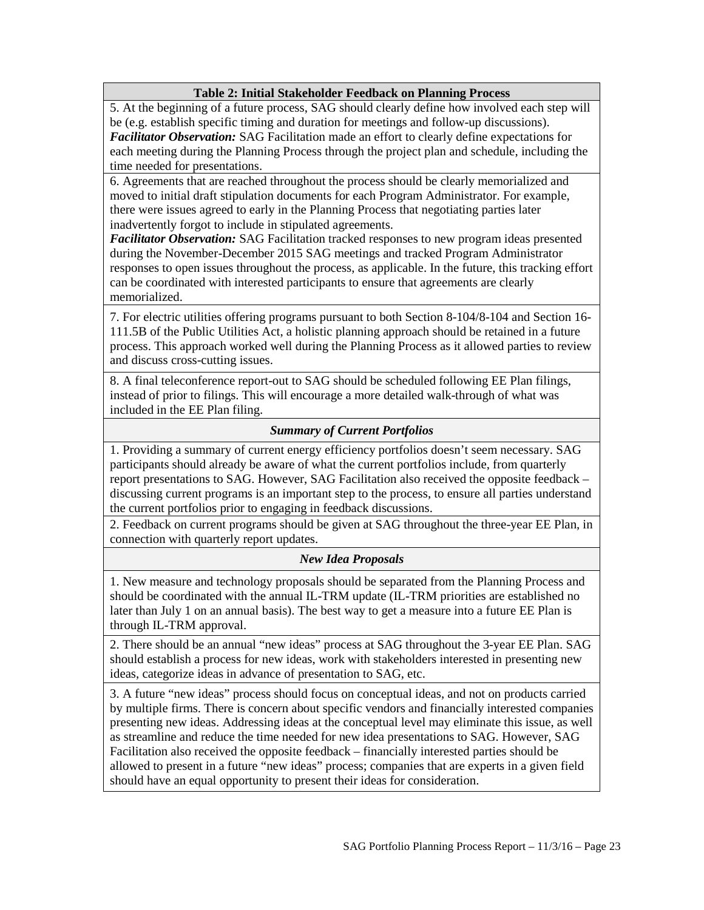| Table 2: Initial Stakeholder Feedback on Planning Process |
|---|
| 5. At the beginning of a future process, SAG should clearly define how involved each step will be (e.g. establish specific timing and duration for meetings and follow-up discussions). ***Facilitator Observation:*** SAG Facilitation made an effort to clearly define expectations for each meeting during the Planning Process through the project plan and schedule, including the time needed for presentations. |
| 6. Agreements that are reached throughout the process should be clearly memorialized and moved to initial draft stipulation documents for each Program Administrator. For example, there were issues agreed to early in the Planning Process that negotiating parties later inadvertently forgot to include in stipulated agreements. ***Facilitator Observation:*** SAG Facilitation tracked responses to new program ideas presented during the November-December 2015 SAG meetings and tracked Program Administrator responses to open issues throughout the process, as applicable. In the future, this tracking effort can be coordinated with interested participants to ensure that agreements are clearly memorialized. |
| 7. For electric utilities offering programs pursuant to both Section 8-104/8-104 and Section 16-111.5B of the Public Utilities Act, a holistic planning approach should be retained in a future process. This approach worked well during the Planning Process as it allowed parties to review and discuss cross-cutting issues. |
| 8. A final teleconference report-out to SAG should be scheduled following EE Plan filings, instead of prior to filings. This will encourage a more detailed walk-through of what was included in the EE Plan filing. |
| ***Summary of Current Portfolios*** |
| 1. Providing a summary of current energy efficiency portfolios doesn't seem necessary. SAG participants should already be aware of what the current portfolios include, from quarterly report presentations to SAG. However, SAG Facilitation also received the opposite feedback – discussing current programs is an important step to the process, to ensure all parties understand the current portfolios prior to engaging in feedback discussions. |
| 2. Feedback on current programs should be given at SAG throughout the three-year EE Plan, in connection with quarterly report updates. |
| ***New Idea Proposals*** |
| 1. New measure and technology proposals should be separated from the Planning Process and should be coordinated with the annual IL-TRM update (IL-TRM priorities are established no later than July 1 on an annual basis). The best way to get a measure into a future EE Plan is through IL-TRM approval. |
| 2. There should be an annual "new ideas" process at SAG throughout the 3-year EE Plan. SAG should establish a process for new ideas, work with stakeholders interested in presenting new ideas, categorize ideas in advance of presentation to SAG, etc. |
| 3. A future "new ideas" process should focus on conceptual ideas, and not on products carried by multiple firms. There is concern about specific vendors and financially interested companies presenting new ideas. Addressing ideas at the conceptual level may eliminate this issue, as well as streamline and reduce the time needed for new idea presentations to SAG. However, SAG Facilitation also received the opposite feedback – financially interested parties should be allowed to present in a future "new ideas" process; companies that are experts in a given field should have an equal opportunity to present their ideas for consideration. |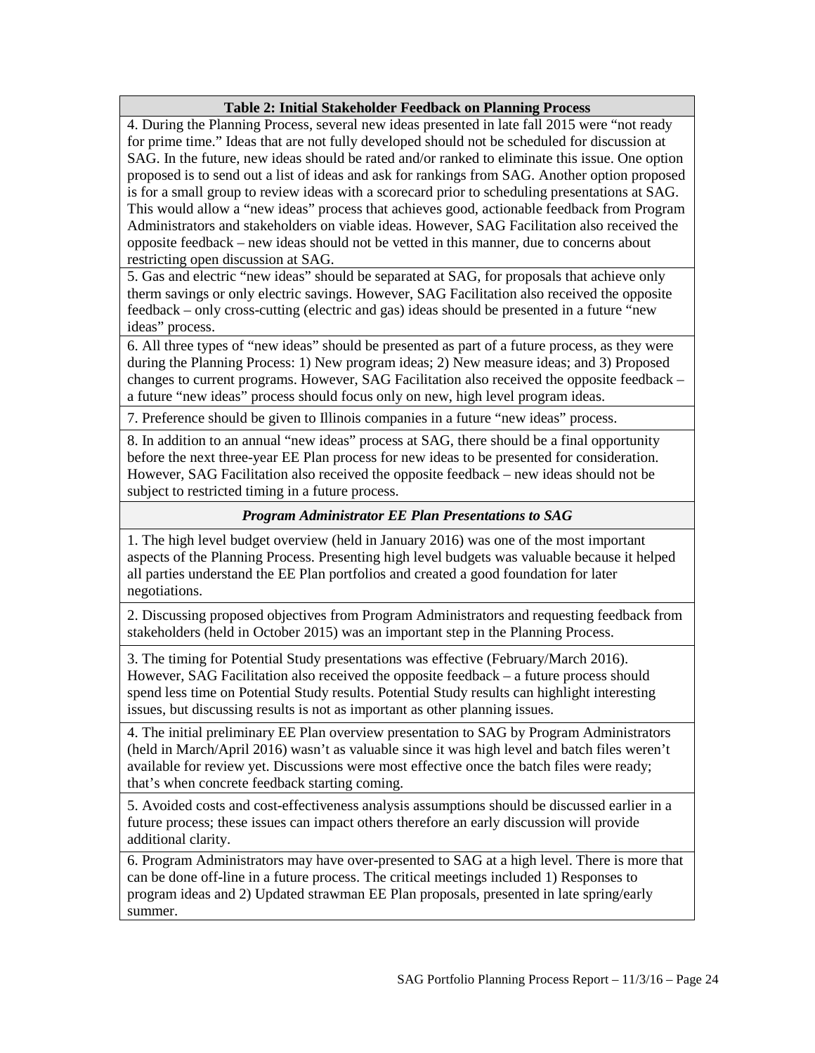| Table 2: Initial Stakeholder Feedback on Planning Process |
|---|
| 4. During the Planning Process, several new ideas presented in late fall 2015 were "not ready for prime time." Ideas that are not fully developed should not be scheduled for discussion at SAG. In the future, new ideas should be rated and/or ranked to eliminate this issue. One option proposed is to send out a list of ideas and ask for rankings from SAG. Another option proposed is for a small group to review ideas with a scorecard prior to scheduling presentations at SAG. This would allow a "new ideas" process that achieves good, actionable feedback from Program Administrators and stakeholders on viable ideas. However, SAG Facilitation also received the opposite feedback – new ideas should not be vetted in this manner, due to concerns about restricting open discussion at SAG. |
| 5. Gas and electric "new ideas" should be separated at SAG, for proposals that achieve only therm savings or only electric savings. However, SAG Facilitation also received the opposite feedback – only cross-cutting (electric and gas) ideas should be presented in a future "new ideas" process. |
| 6. All three types of "new ideas" should be presented as part of a future process, as they were during the Planning Process: 1) New program ideas; 2) New measure ideas; and 3) Proposed changes to current programs. However, SAG Facilitation also received the opposite feedback – a future "new ideas" process should focus only on new, high level program ideas. |
| 7. Preference should be given to Illinois companies in a future "new ideas" process. |
| 8. In addition to an annual "new ideas" process at SAG, there should be a final opportunity before the next three-year EE Plan process for new ideas to be presented for consideration. However, SAG Facilitation also received the opposite feedback – new ideas should not be subject to restricted timing in a future process. |
| ***Program Administrator EE Plan Presentations to SAG*** |
| 1. The high level budget overview (held in January 2016) was one of the most important aspects of the Planning Process. Presenting high level budgets was valuable because it helped all parties understand the EE Plan portfolios and created a good foundation for later negotiations. |
| 2. Discussing proposed objectives from Program Administrators and requesting feedback from stakeholders (held in October 2015) was an important step in the Planning Process. |
| 3. The timing for Potential Study presentations was effective (February/March 2016). However, SAG Facilitation also received the opposite feedback – a future process should spend less time on Potential Study results. Potential Study results can highlight interesting issues, but discussing results is not as important as other planning issues. |
| 4. The initial preliminary EE Plan overview presentation to SAG by Program Administrators (held in March/April 2016) wasn't as valuable since it was high level and batch files weren't available for review yet. Discussions were most effective once the batch files were ready; that's when concrete feedback starting coming. |
| 5. Avoided costs and cost-effectiveness analysis assumptions should be discussed earlier in a future process; these issues can impact others therefore an early discussion will provide additional clarity. |
| 6. Program Administrators may have over-presented to SAG at a high level. There is more that can be done off-line in a future process. The critical meetings included 1) Responses to program ideas and 2) Updated strawman EE Plan proposals, presented in late spring/early summer. |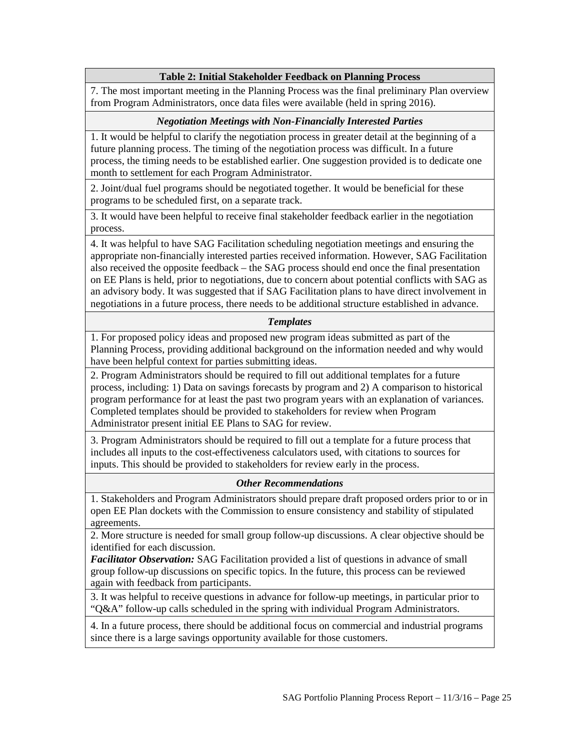| Table 2: Initial Stakeholder Feedback on Planning Process |
|---|
| 7. The most important meeting in the Planning Process was the final preliminary Plan overview from Program Administrators, once data files were available (held in spring 2016). |
| ***Negotiation Meetings with Non-Financially Interested Parties*** |
| 1. It would be helpful to clarify the negotiation process in greater detail at the beginning of a future planning process. The timing of the negotiation process was difficult. In a future process, the timing needs to be established earlier. One suggestion provided is to dedicate one month to settlement for each Program Administrator. |
| 2. Joint/dual fuel programs should be negotiated together. It would be beneficial for these programs to be scheduled first, on a separate track. |
| 3. It would have been helpful to receive final stakeholder feedback earlier in the negotiation process. |
| 4. It was helpful to have SAG Facilitation scheduling negotiation meetings and ensuring the appropriate non-financially interested parties received information. However, SAG Facilitation also received the opposite feedback – the SAG process should end once the final presentation on EE Plans is held, prior to negotiations, due to concern about potential conflicts with SAG as an advisory body. It was suggested that if SAG Facilitation plans to have direct involvement in negotiations in a future process, there needs to be additional structure established in advance. |
| ***Templates*** |
| 1. For proposed policy ideas and proposed new program ideas submitted as part of the Planning Process, providing additional background on the information needed and why would have been helpful context for parties submitting ideas. |
| 2. Program Administrators should be required to fill out additional templates for a future process, including: 1) Data on savings forecasts by program and 2) A comparison to historical program performance for at least the past two program years with an explanation of variances. Completed templates should be provided to stakeholders for review when Program Administrator present initial EE Plans to SAG for review. |
| 3. Program Administrators should be required to fill out a template for a future process that includes all inputs to the cost-effectiveness calculators used, with citations to sources for inputs. This should be provided to stakeholders for review early in the process. |
| ***Other Recommendations*** |
| 1. Stakeholders and Program Administrators should prepare draft proposed orders prior to or in open EE Plan dockets with the Commission to ensure consistency and stability of stipulated agreements. |
| 2. More structure is needed for small group follow-up discussions. A clear objective should be identified for each discussion. ***Facilitator Observation:*** SAG Facilitation provided a list of questions in advance of small group follow-up discussions on specific topics. In the future, this process can be reviewed again with feedback from participants. |
| 3. It was helpful to receive questions in advance for follow-up meetings, in particular prior to "Q&A" follow-up calls scheduled in the spring with individual Program Administrators. |
| 4. In a future process, there should be additional focus on commercial and industrial programs since there is a large savings opportunity available for those customers. |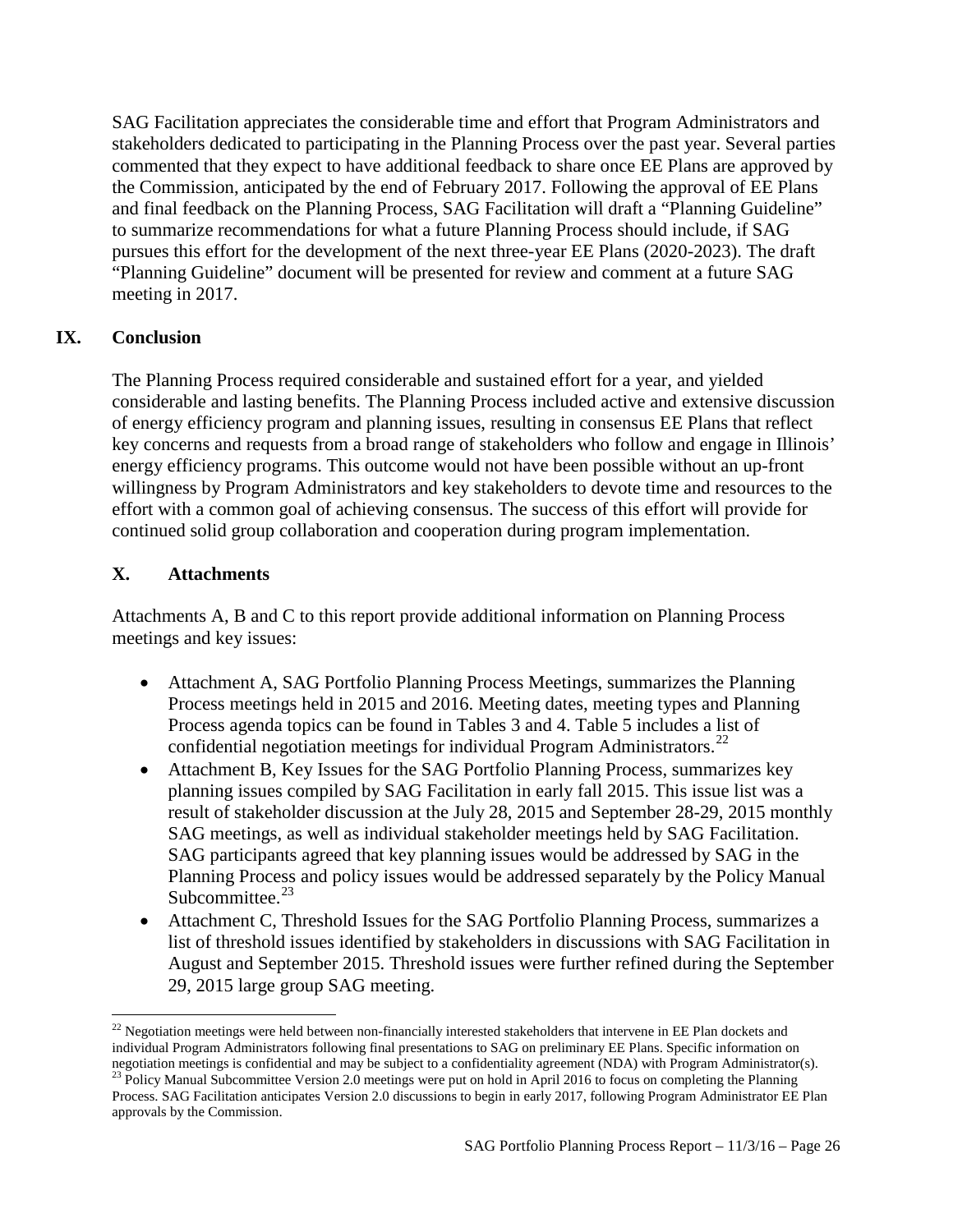SAG Facilitation appreciates the considerable time and effort that Program Administrators and stakeholders dedicated to participating in the Planning Process over the past year. Several parties commented that they expect to have additional feedback to share once EE Plans are approved by the Commission, anticipated by the end of February 2017. Following the approval of EE Plans and final feedback on the Planning Process, SAG Facilitation will draft a "Planning Guideline" to summarize recommendations for what a future Planning Process should include, if SAG pursues this effort for the development of the next three-year EE Plans (2020-2023). The draft "Planning Guideline" document will be presented for review and comment at a future SAG meeting in 2017.

## IX. Conclusion

The Planning Process required considerable and sustained effort for a year, and yielded considerable and lasting benefits. The Planning Process included active and extensive discussion of energy efficiency program and planning issues, resulting in consensus EE Plans that reflect key concerns and requests from a broad range of stakeholders who follow and engage in Illinois' energy efficiency programs. This outcome would not have been possible without an up-front willingness by Program Administrators and key stakeholders to devote time and resources to the effort with a common goal of achieving consensus. The success of this effort will provide for continued solid group collaboration and cooperation during program implementation.

## X. Attachments

Attachments A, B and C to this report provide additional information on Planning Process meetings and key issues:

- Attachment A, SAG Portfolio Planning Process Meetings, summarizes the Planning Process meetings held in 2015 and 2016. Meeting dates, meeting types and Planning Process agenda topics can be found in Tables 3 and 4. Table 5 includes a list of confidential negotiation meetings for individual Program Administrators.[22]
- Attachment B, Key Issues for the SAG Portfolio Planning Process, summarizes key planning issues compiled by SAG Facilitation in early fall 2015. This issue list was a result of stakeholder discussion at the July 28, 2015 and September 28-29, 2015 monthly SAG meetings, as well as individual stakeholder meetings held by SAG Facilitation. SAG participants agreed that key planning issues would be addressed by SAG in the Planning Process and policy issues would be addressed separately by the Policy Manual Subcommittee.[23]
- Attachment C, Threshold Issues for the SAG Portfolio Planning Process, summarizes a list of threshold issues identified by stakeholders in discussions with SAG Facilitation in August and September 2015. Threshold issues were further refined during the September 29, 2015 large group SAG meeting.

---

[22] Negotiation meetings were held between non-financially interested stakeholders that intervene in EE Plan dockets and individual Program Administrators following final presentations to SAG on preliminary EE Plans. Specific information on negotiation meetings is confidential and may be subject to a confidentiality agreement (NDA) with Program Administrator(s).

[23] Policy Manual Subcommittee Version 2.0 meetings were put on hold in April 2016 to focus on completing the Planning Process. SAG Facilitation anticipates Version 2.0 discussions to begin in early 2017, following Program Administrator EE Plan approvals by the Commission.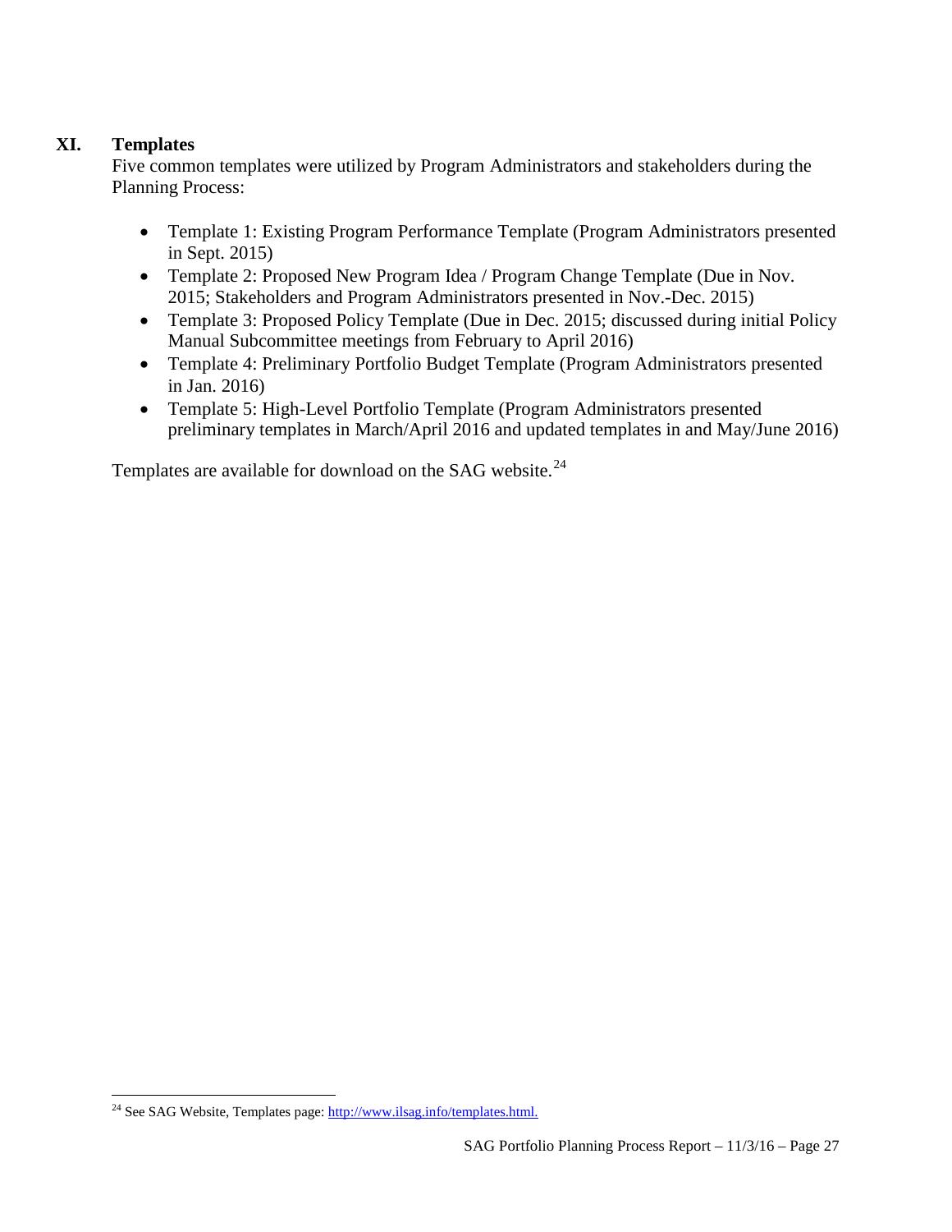## XI. Templates

Five common templates were utilized by Program Administrators and stakeholders during the Planning Process:

- Template 1: Existing Program Performance Template (Program Administrators presented in Sept. 2015)
- Template 2: Proposed New Program Idea / Program Change Template (Due in Nov. 2015; Stakeholders and Program Administrators presented in Nov.-Dec. 2015)
- Template 3: Proposed Policy Template (Due in Dec. 2015; discussed during initial Policy Manual Subcommittee meetings from February to April 2016)
- Template 4: Preliminary Portfolio Budget Template (Program Administrators presented in Jan. 2016)
- Template 5: High-Level Portfolio Template (Program Administrators presented preliminary templates in March/April 2016 and updated templates in and May/June 2016)

Templates are available for download on the SAG website.[24]

---

[24] See SAG Website, Templates page: http://www.ilsag.info/templates.html.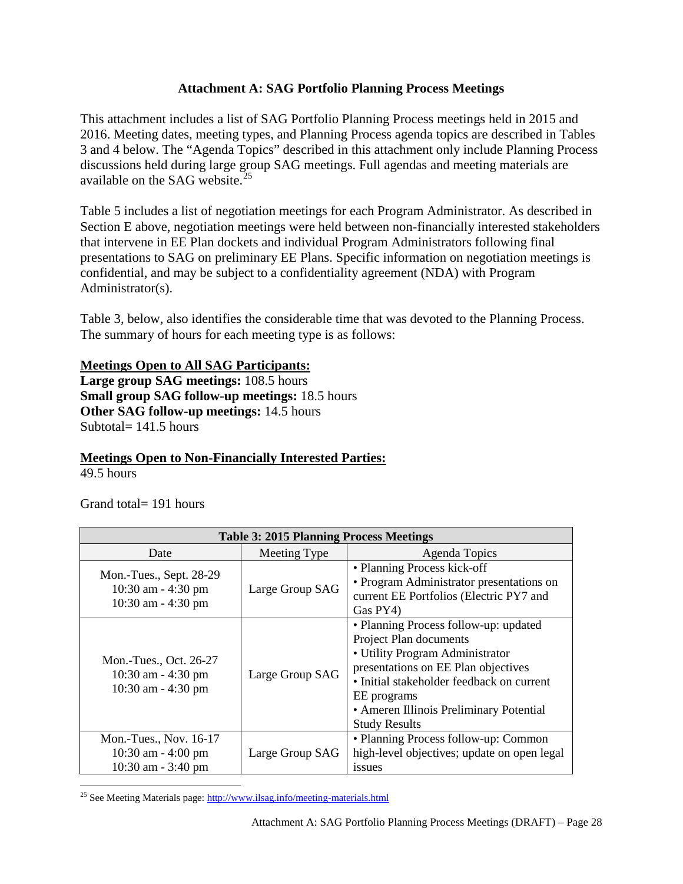### Attachment A: SAG Portfolio Planning Process Meetings

This attachment includes a list of SAG Portfolio Planning Process meetings held in 2015 and 2016. Meeting dates, meeting types, and Planning Process agenda topics are described in Tables 3 and 4 below. The "Agenda Topics" described in this attachment only include Planning Process discussions held during large group SAG meetings. Full agendas and meeting materials are available on the SAG website.[25]

Table 5 includes a list of negotiation meetings for each Program Administrator. As described in Section E above, negotiation meetings were held between non-financially interested stakeholders that intervene in EE Plan dockets and individual Program Administrators following final presentations to SAG on preliminary EE Plans. Specific information on negotiation meetings is confidential, and may be subject to a confidentiality agreement (NDA) with Program Administrator(s).

Table 3, below, also identifies the considerable time that was devoted to the Planning Process. The summary of hours for each meeting type is as follows:

**Meetings Open to All SAG Participants:**
**Large group SAG meetings:** 108.5 hours
**Small group SAG follow-up meetings:** 18.5 hours
**Other SAG follow-up meetings:** 14.5 hours
Subtotal= 141.5 hours

**Meetings Open to Non-Financially Interested Parties:**
49.5 hours

Grand total= 191 hours

| **Table 3: 2015 Planning Process Meetings** | | |
|---|---|---|
| Date | Meeting Type | Agenda Topics |
| Mon.-Tues., Sept. 28-29<br>10:30 am - 4:30 pm<br>10:30 am - 4:30 pm | Large Group SAG | • Planning Process kick-off<br>• Program Administrator presentations on current EE Portfolios (Electric PY7 and Gas PY4) |
| Mon.-Tues., Oct. 26-27<br>10:30 am - 4:30 pm<br>10:30 am - 4:30 pm | Large Group SAG | • Planning Process follow-up: updated Project Plan documents<br>• Utility Program Administrator presentations on EE Plan objectives<br>• Initial stakeholder feedback on current EE programs<br>• Ameren Illinois Preliminary Potential Study Results |
| Mon.-Tues., Nov. 16-17<br>10:30 am - 4:00 pm<br>10:30 am - 3:40 pm | Large Group SAG | • Planning Process follow-up: Common high-level objectives; update on open legal issues |

[25] See Meeting Materials page: http://www.ilsag.info/meeting-materials.html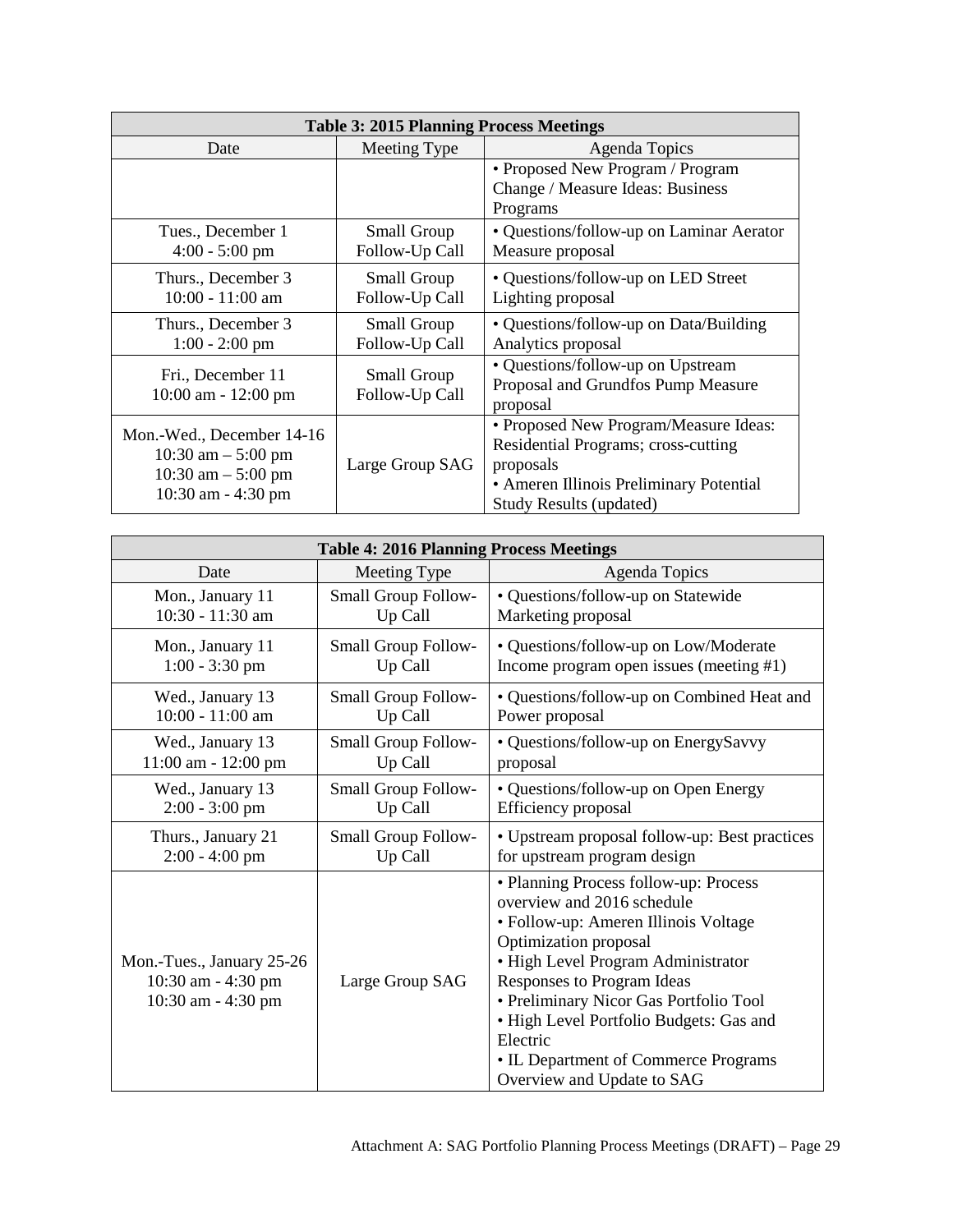| Table 3: 2015 Planning Process Meetings | | |
|---|---|---|
| Date | Meeting Type | Agenda Topics |
| | | • Proposed New Program / Program Change / Measure Ideas: Business Programs |
| Tues., December 1<br>4:00 - 5:00 pm | Small Group Follow-Up Call | • Questions/follow-up on Laminar Aerator Measure proposal |
| Thurs., December 3<br>10:00 - 11:00 am | Small Group Follow-Up Call | • Questions/follow-up on LED Street Lighting proposal |
| Thurs., December 3<br>1:00 - 2:00 pm | Small Group Follow-Up Call | • Questions/follow-up on Data/Building Analytics proposal |
| Fri., December 11<br>10:00 am - 12:00 pm | Small Group Follow-Up Call | • Questions/follow-up on Upstream Proposal and Grundfos Pump Measure proposal |
| Mon.-Wed., December 14-16<br>10:30 am – 5:00 pm<br>10:30 am – 5:00 pm<br>10:30 am - 4:30 pm | Large Group SAG | • Proposed New Program/Measure Ideas: Residential Programs; cross-cutting proposals<br>• Ameren Illinois Preliminary Potential Study Results (updated) |

| Table 4: 2016 Planning Process Meetings | | |
|---|---|---|
| Date | Meeting Type | Agenda Topics |
| Mon., January 11<br>10:30 - 11:30 am | Small Group Follow-Up Call | • Questions/follow-up on Statewide Marketing proposal |
| Mon., January 11<br>1:00 - 3:30 pm | Small Group Follow-Up Call | • Questions/follow-up on Low/Moderate Income program open issues (meeting #1) |
| Wed., January 13<br>10:00 - 11:00 am | Small Group Follow-Up Call | • Questions/follow-up on Combined Heat and Power proposal |
| Wed., January 13<br>11:00 am - 12:00 pm | Small Group Follow-Up Call | • Questions/follow-up on EnergySavvy proposal |
| Wed., January 13<br>2:00 - 3:00 pm | Small Group Follow-Up Call | • Questions/follow-up on Open Energy Efficiency proposal |
| Thurs., January 21<br>2:00 - 4:00 pm | Small Group Follow-Up Call | • Upstream proposal follow-up: Best practices for upstream program design |
| Mon.-Tues., January 25-26<br>10:30 am - 4:30 pm<br>10:30 am - 4:30 pm | Large Group SAG | • Planning Process follow-up: Process overview and 2016 schedule<br>• Follow-up: Ameren Illinois Voltage Optimization proposal<br>• High Level Program Administrator Responses to Program Ideas<br>• Preliminary Nicor Gas Portfolio Tool<br>• High Level Portfolio Budgets: Gas and Electric<br>• IL Department of Commerce Programs Overview and Update to SAG |

Attachment A: SAG Portfolio Planning Process Meetings (DRAFT) – Page 29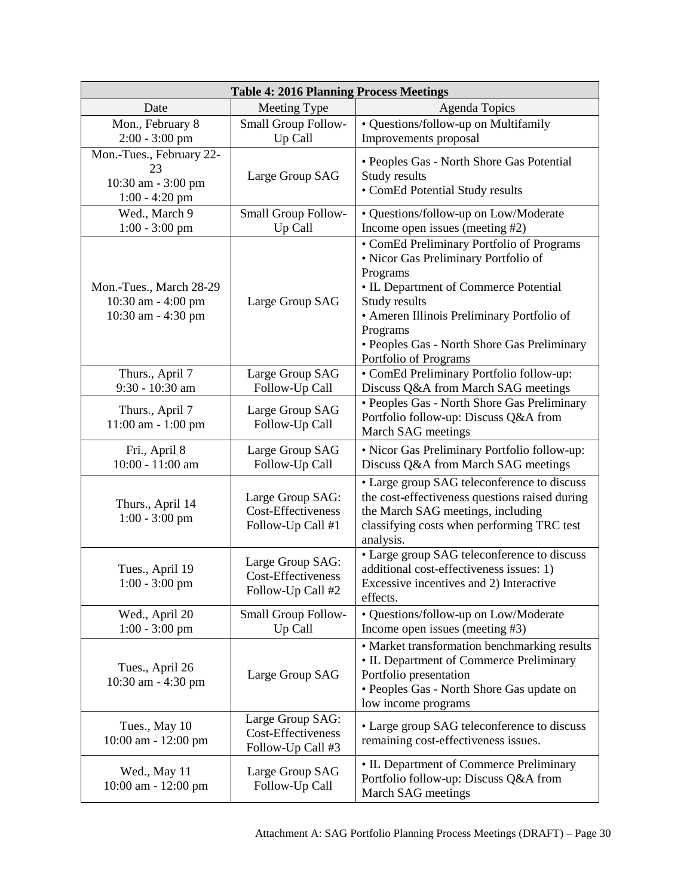| Table 4: 2016 Planning Process Meetings | | |
|---|---|---|
| Date | Meeting Type | Agenda Topics |
| Mon., February 8 2:00 - 3:00 pm | Small Group Follow-Up Call | • Questions/follow-up on Multifamily Improvements proposal |
| Mon.-Tues., February 22-23 10:30 am - 3:00 pm 1:00 - 4:20 pm | Large Group SAG | • Peoples Gas - North Shore Gas Potential Study results • ComEd Potential Study results |
| Wed., March 9 1:00 - 3:00 pm | Small Group Follow-Up Call | • Questions/follow-up on Low/Moderate Income open issues (meeting #2) |
| Mon.-Tues., March 28-29 10:30 am - 4:00 pm 10:30 am - 4:30 pm | Large Group SAG | • ComEd Preliminary Portfolio of Programs • Nicor Gas Preliminary Portfolio of Programs • IL Department of Commerce Potential Study results • Ameren Illinois Preliminary Portfolio of Programs • Peoples Gas - North Shore Gas Preliminary Portfolio of Programs |
| Thurs., April 7 9:30 - 10:30 am | Large Group SAG Follow-Up Call | • ComEd Preliminary Portfolio follow-up: Discuss Q&A from March SAG meetings |
| Thurs., April 7 11:00 am - 1:00 pm | Large Group SAG Follow-Up Call | • Peoples Gas - North Shore Gas Preliminary Portfolio follow-up: Discuss Q&A from March SAG meetings |
| Fri., April 8 10:00 - 11:00 am | Large Group SAG Follow-Up Call | • Nicor Gas Preliminary Portfolio follow-up: Discuss Q&A from March SAG meetings |
| Thurs., April 14 1:00 - 3:00 pm | Large Group SAG: Cost-Effectiveness Follow-Up Call #1 | • Large group SAG teleconference to discuss the cost-effectiveness questions raised during the March SAG meetings, including classifying costs when performing TRC test analysis. |
| Tues., April 19 1:00 - 3:00 pm | Large Group SAG: Cost-Effectiveness Follow-Up Call #2 | • Large group SAG teleconference to discuss additional cost-effectiveness issues: 1) Excessive incentives and 2) Interactive effects. |
| Wed., April 20 1:00 - 3:00 pm | Small Group Follow-Up Call | • Questions/follow-up on Low/Moderate Income open issues (meeting #3) |
| Tues., April 26 10:30 am - 4:30 pm | Large Group SAG | • Market transformation benchmarking results • IL Department of Commerce Preliminary Portfolio presentation • Peoples Gas - North Shore Gas update on low income programs |
| Tues., May 10 10:00 am - 12:00 pm | Large Group SAG: Cost-Effectiveness Follow-Up Call #3 | • Large group SAG teleconference to discuss remaining cost-effectiveness issues. |
| Wed., May 11 10:00 am - 12:00 pm | Large Group SAG Follow-Up Call | • IL Department of Commerce Preliminary Portfolio follow-up: Discuss Q&A from March SAG meetings |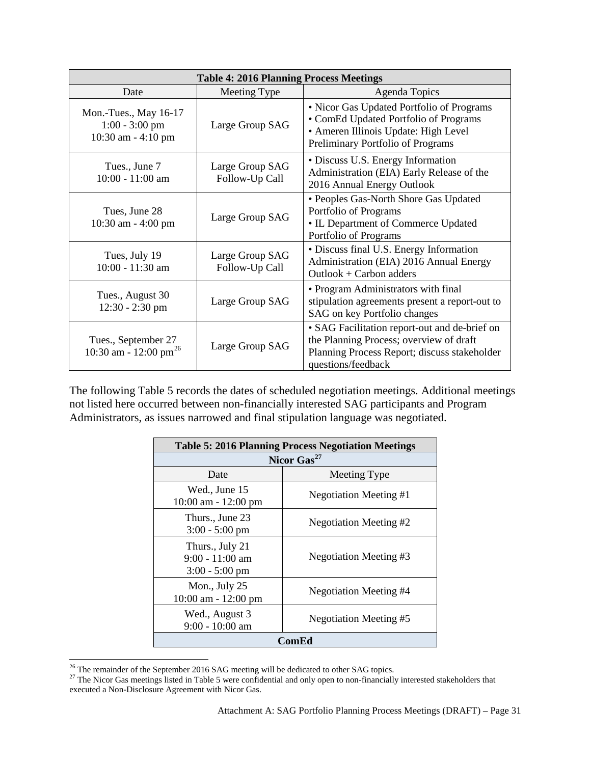| Table 4: 2016 Planning Process Meetings | | |
|---|---|---|
| Date | Meeting Type | Agenda Topics |
| Mon.-Tues., May 16-17<br>1:00 - 3:00 pm<br>10:30 am - 4:10 pm | Large Group SAG | • Nicor Gas Updated Portfolio of Programs<br>• ComEd Updated Portfolio of Programs<br>• Ameren Illinois Update: High Level Preliminary Portfolio of Programs |
| Tues., June 7<br>10:00 - 11:00 am | Large Group SAG Follow-Up Call | • Discuss U.S. Energy Information Administration (EIA) Early Release of the 2016 Annual Energy Outlook |
| Tues, June 28<br>10:30 am - 4:00 pm | Large Group SAG | • Peoples Gas-North Shore Gas Updated Portfolio of Programs<br>• IL Department of Commerce Updated Portfolio of Programs |
| Tues, July 19<br>10:00 - 11:30 am | Large Group SAG Follow-Up Call | • Discuss final U.S. Energy Information Administration (EIA) 2016 Annual Energy Outlook + Carbon adders |
| Tues., August 30<br>12:30 - 2:30 pm | Large Group SAG | • Program Administrators with final stipulation agreements present a report-out to SAG on key Portfolio changes |
| Tues., September 27<br>10:30 am - 12:00 pm[26] | Large Group SAG | • SAG Facilitation report-out and de-brief on the Planning Process; overview of draft Planning Process Report; discuss stakeholder questions/feedback |

The following Table 5 records the dates of scheduled negotiation meetings. Additional meetings not listed here occurred between non-financially interested SAG participants and Program Administrators, as issues narrowed and final stipulation language was negotiated.

| Table 5: 2016 Planning Process Negotiation Meetings | |
|---|---|
| **Nicor Gas[27]** | |
| Date | Meeting Type |
| Wed., June 15<br>10:00 am - 12:00 pm | Negotiation Meeting #1 |
| Thurs., June 23<br>3:00 - 5:00 pm | Negotiation Meeting #2 |
| Thurs., July 21<br>9:00 - 11:00 am<br>3:00 - 5:00 pm | Negotiation Meeting #3 |
| Mon., July 25<br>10:00 am - 12:00 pm | Negotiation Meeting #4 |
| Wed., August 3<br>9:00 - 10:00 am | Negotiation Meeting #5 |
| **ComEd** | |

[26] The remainder of the September 2016 SAG meeting will be dedicated to other SAG topics.

[27] The Nicor Gas meetings listed in Table 5 were confidential and only open to non-financially interested stakeholders that executed a Non-Disclosure Agreement with Nicor Gas.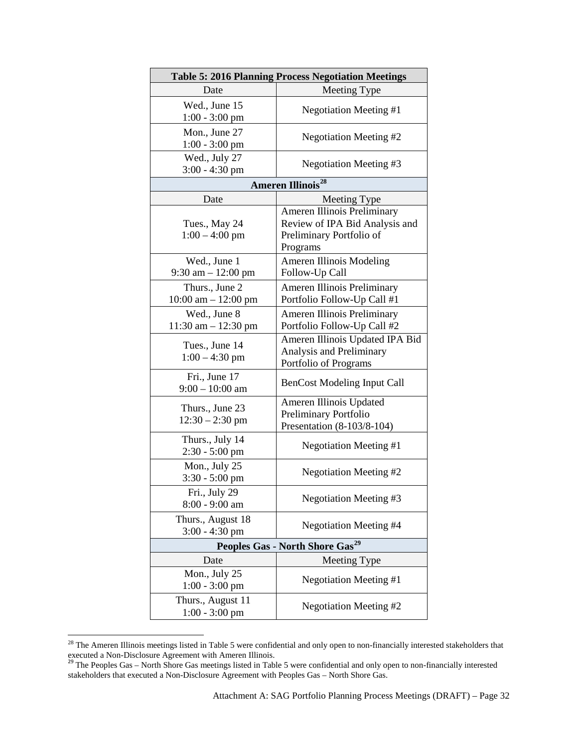| Table 5: 2016 Planning Process Negotiation Meetings | |
|---|---|
| Date | Meeting Type |
| Wed., June 15<br>1:00 - 3:00 pm | Negotiation Meeting #1 |
| Mon., June 27<br>1:00 - 3:00 pm | Negotiation Meeting #2 |
| Wed., July 27<br>3:00 - 4:30 pm | Negotiation Meeting #3 |
| **Ameren Illinois[28]** | |
| Date | Meeting Type |
| Tues., May 24<br>1:00 – 4:00 pm | Ameren Illinois Preliminary Review of IPA Bid Analysis and Preliminary Portfolio of Programs |
| Wed., June 1<br>9:30 am – 12:00 pm | Ameren Illinois Modeling Follow-Up Call |
| Thurs., June 2<br>10:00 am – 12:00 pm | Ameren Illinois Preliminary Portfolio Follow-Up Call #1 |
| Wed., June 8<br>11:30 am – 12:30 pm | Ameren Illinois Preliminary Portfolio Follow-Up Call #2 |
| Tues., June 14<br>1:00 – 4:30 pm | Ameren Illinois Updated IPA Bid Analysis and Preliminary Portfolio of Programs |
| Fri., June 17<br>9:00 – 10:00 am | BenCost Modeling Input Call |
| Thurs., June 23<br>12:30 – 2:30 pm | Ameren Illinois Updated Preliminary Portfolio Presentation (8-103/8-104) |
| Thurs., July 14<br>2:30 - 5:00 pm | Negotiation Meeting #1 |
| Mon., July 25<br>3:30 - 5:00 pm | Negotiation Meeting #2 |
| Fri., July 29<br>8:00 - 9:00 am | Negotiation Meeting #3 |
| Thurs., August 18<br>3:00 - 4:30 pm | Negotiation Meeting #4 |
| **Peoples Gas - North Shore Gas[29]** | |
| Date | Meeting Type |
| Mon., July 25<br>1:00 - 3:00 pm | Negotiation Meeting #1 |
| Thurs., August 11<br>1:00 - 3:00 pm | Negotiation Meeting #2 |

[28] The Ameren Illinois meetings listed in Table 5 were confidential and only open to non-financially interested stakeholders that executed a Non-Disclosure Agreement with Ameren Illinois.

[29] The Peoples Gas – North Shore Gas meetings listed in Table 5 were confidential and only open to non-financially interested stakeholders that executed a Non-Disclosure Agreement with Peoples Gas – North Shore Gas.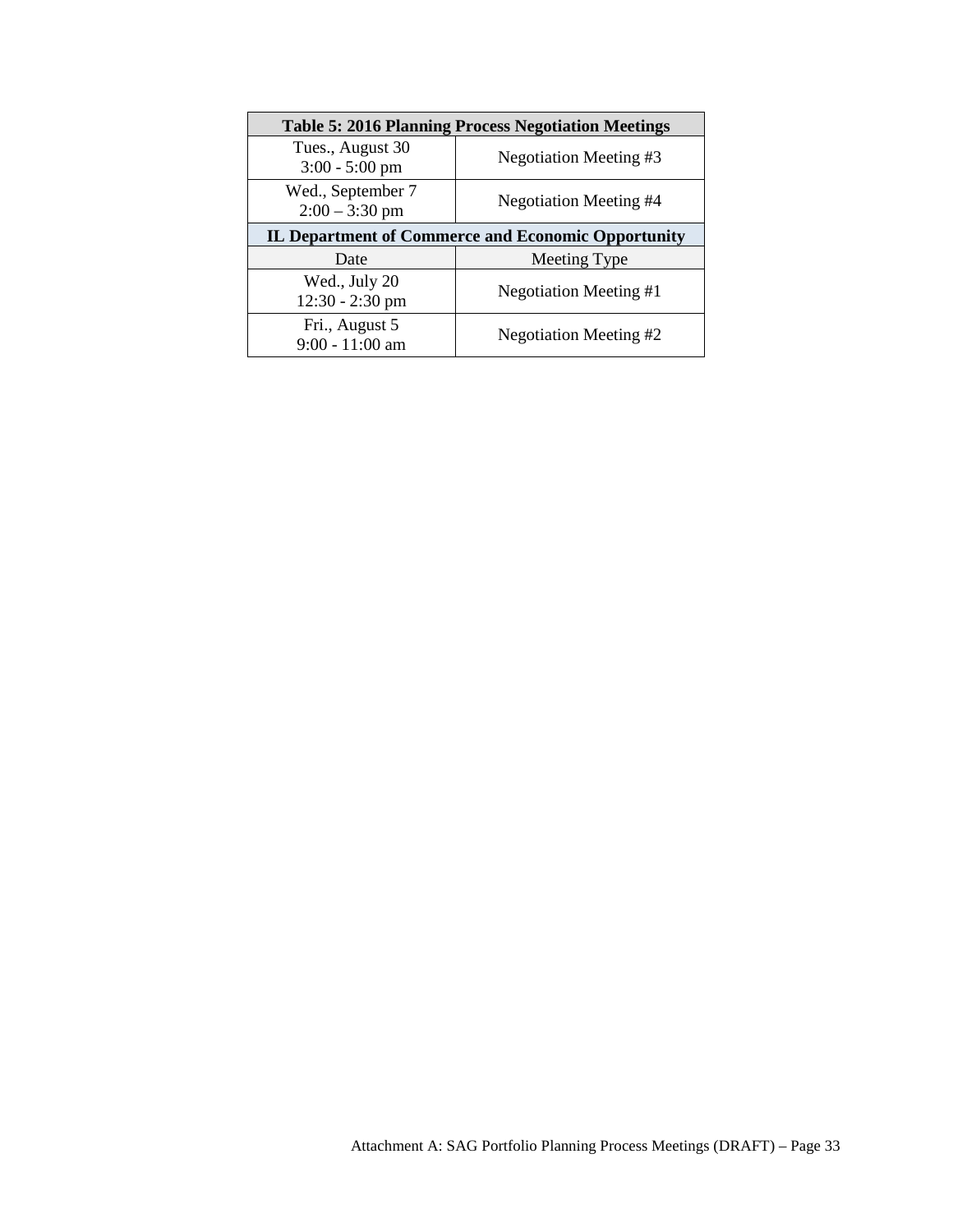| Table 5: 2016 Planning Process Negotiation Meetings | |
|---|---|
| Tues., August 30<br>3:00 - 5:00 pm | Negotiation Meeting #3 |
| Wed., September 7<br>2:00 – 3:30 pm | Negotiation Meeting #4 |
| **IL Department of Commerce and Economic Opportunity** | |
| Date | Meeting Type |
| Wed., July 20<br>12:30 - 2:30 pm | Negotiation Meeting #1 |
| Fri., August 5<br>9:00 - 11:00 am | Negotiation Meeting #2 |

Attachment A: SAG Portfolio Planning Process Meetings (DRAFT)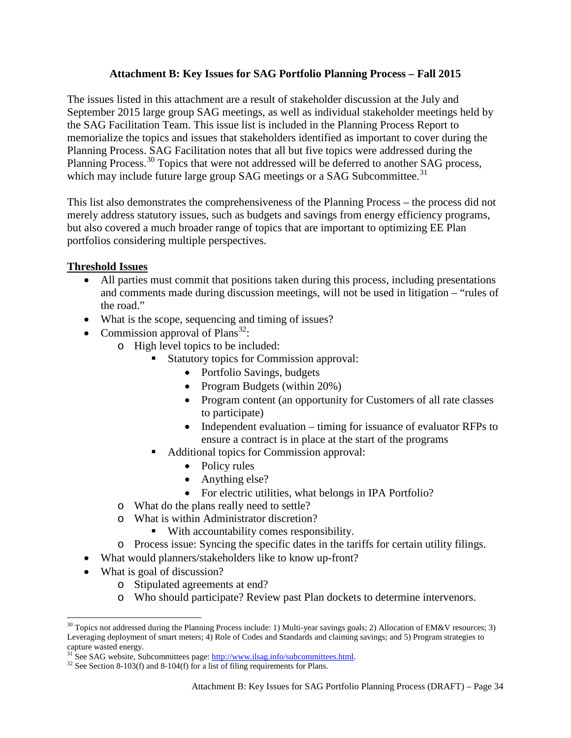## Attachment B: Key Issues for SAG Portfolio Planning Process – Fall 2015

The issues listed in this attachment are a result of stakeholder discussion at the July and September 2015 large group SAG meetings, as well as individual stakeholder meetings held by the SAG Facilitation Team. This issue list is included in the Planning Process Report to memorialize the topics and issues that stakeholders identified as important to cover during the Planning Process. SAG Facilitation notes that all but five topics were addressed during the Planning Process.[30] Topics that were not addressed will be deferred to another SAG process, which may include future large group SAG meetings or a SAG Subcommittee.[31]

This list also demonstrates the comprehensiveness of the Planning Process – the process did not merely address statutory issues, such as budgets and savings from energy efficiency programs, but also covered a much broader range of topics that are important to optimizing EE Plan portfolios considering multiple perspectives.

**Threshold Issues**

- All parties must commit that positions taken during this process, including presentations and comments made during discussion meetings, will not be used in litigation – "rules of the road."
- What is the scope, sequencing and timing of issues?
- Commission approval of Plans[32]:
  - High level topics to be included:
    - Statutory topics for Commission approval:
      - Portfolio Savings, budgets
      - Program Budgets (within 20%)
      - Program content (an opportunity for Customers of all rate classes to participate)
      - Independent evaluation – timing for issuance of evaluator RFPs to ensure a contract is in place at the start of the programs
    - Additional topics for Commission approval:
      - Policy rules
      - Anything else?
      - For electric utilities, what belongs in IPA Portfolio?
  - What do the plans really need to settle?
  - What is within Administrator discretion?
    - With accountability comes responsibility.
  - Process issue: Syncing the specific dates in the tariffs for certain utility filings.
- What would planners/stakeholders like to know up-front?
- What is goal of discussion?
  - Stipulated agreements at end?
  - Who should participate? Review past Plan dockets to determine intervenors.

---

[30] Topics not addressed during the Planning Process include: 1) Multi-year savings goals; 2) Allocation of EM&V resources; 3) Leveraging deployment of smart meters; 4) Role of Codes and Standards and claiming savings; and 5) Program strategies to capture wasted energy.

[31] See SAG website, Subcommittees page: http://www.ilsag.info/subcommittees.html.

[32] See Section 8-103(f) and 8-104(f) for a list of filing requirements for Plans.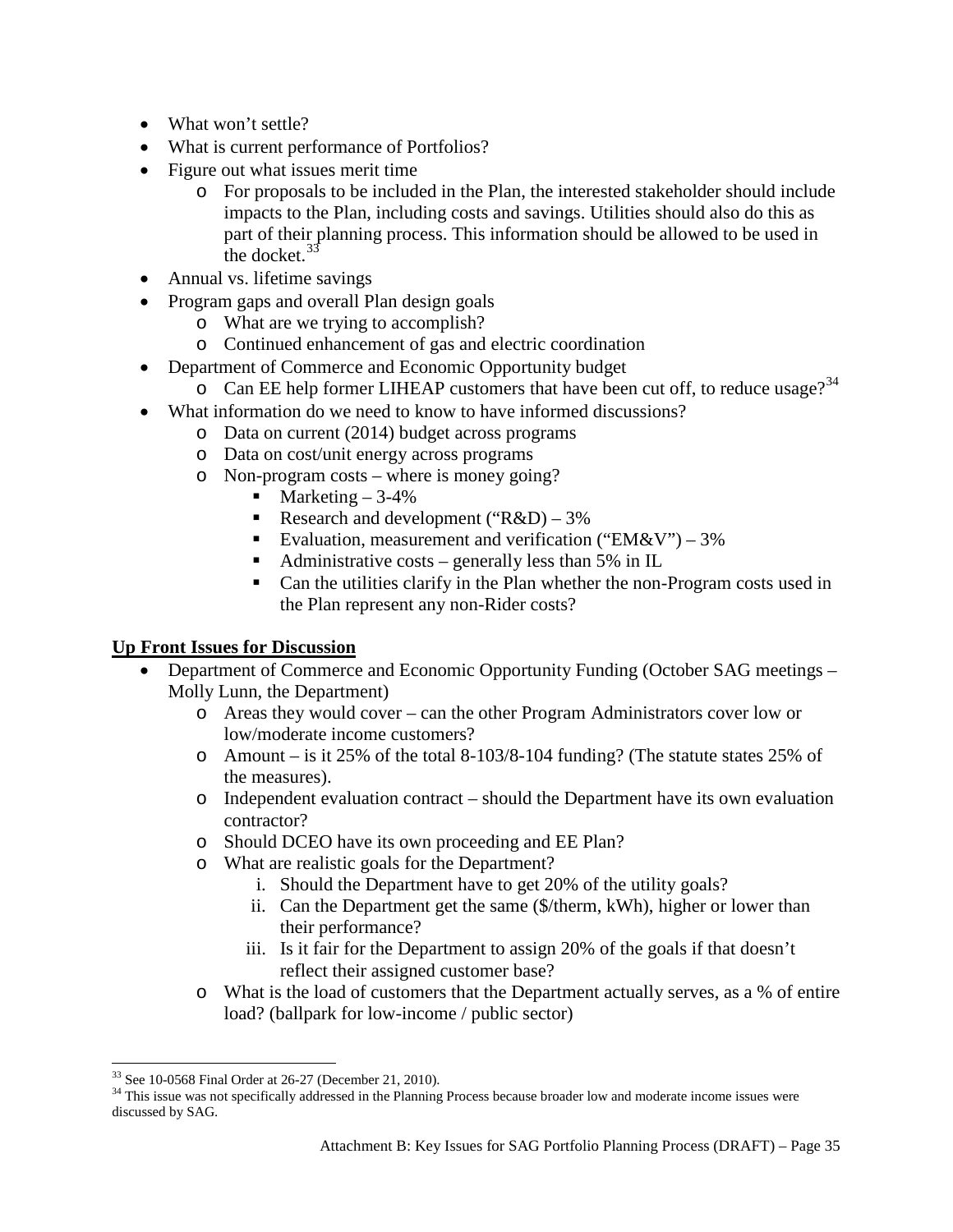- What won't settle?
- What is current performance of Portfolios?
- Figure out what issues merit time
    - For proposals to be included in the Plan, the interested stakeholder should include impacts to the Plan, including costs and savings. Utilities should also do this as part of their planning process. This information should be allowed to be used in the docket.[33]
- Annual vs. lifetime savings
- Program gaps and overall Plan design goals
    - What are we trying to accomplish?
    - Continued enhancement of gas and electric coordination
- Department of Commerce and Economic Opportunity budget
    - Can EE help former LIHEAP customers that have been cut off, to reduce usage?[34]
- What information do we need to know to have informed discussions?
    - Data on current (2014) budget across programs
    - Data on cost/unit energy across programs
    - Non-program costs – where is money going?
        - Marketing – 3-4%
        - Research and development ("R&D) – 3%
        - Evaluation, measurement and verification ("EM&V") – 3%
        - Administrative costs – generally less than 5% in IL
        - Can the utilities clarify in the Plan whether the non-Program costs used in the Plan represent any non-Rider costs?

**<u>Up Front Issues for Discussion</u>**

- Department of Commerce and Economic Opportunity Funding (October SAG meetings – Molly Lunn, the Department)
    - Areas they would cover – can the other Program Administrators cover low or low/moderate income customers?
    - Amount – is it 25% of the total 8-103/8-104 funding? (The statute states 25% of the measures).
    - Independent evaluation contract – should the Department have its own evaluation contractor?
    - Should DCEO have its own proceeding and EE Plan?
    - What are realistic goals for the Department?
        1. Should the Department have to get 20% of the utility goals?
        2. Can the Department get the same ($/therm, kWh), higher or lower than their performance?
        3. Is it fair for the Department to assign 20% of the goals if that doesn't reflect their assigned customer base?
    - What is the load of customers that the Department actually serves, as a % of entire load? (ballpark for low-income / public sector)

---

[33] See 10-0568 Final Order at 26-27 (December 21, 2010).

[34] This issue was not specifically addressed in the Planning Process because broader low and moderate income issues were discussed by SAG.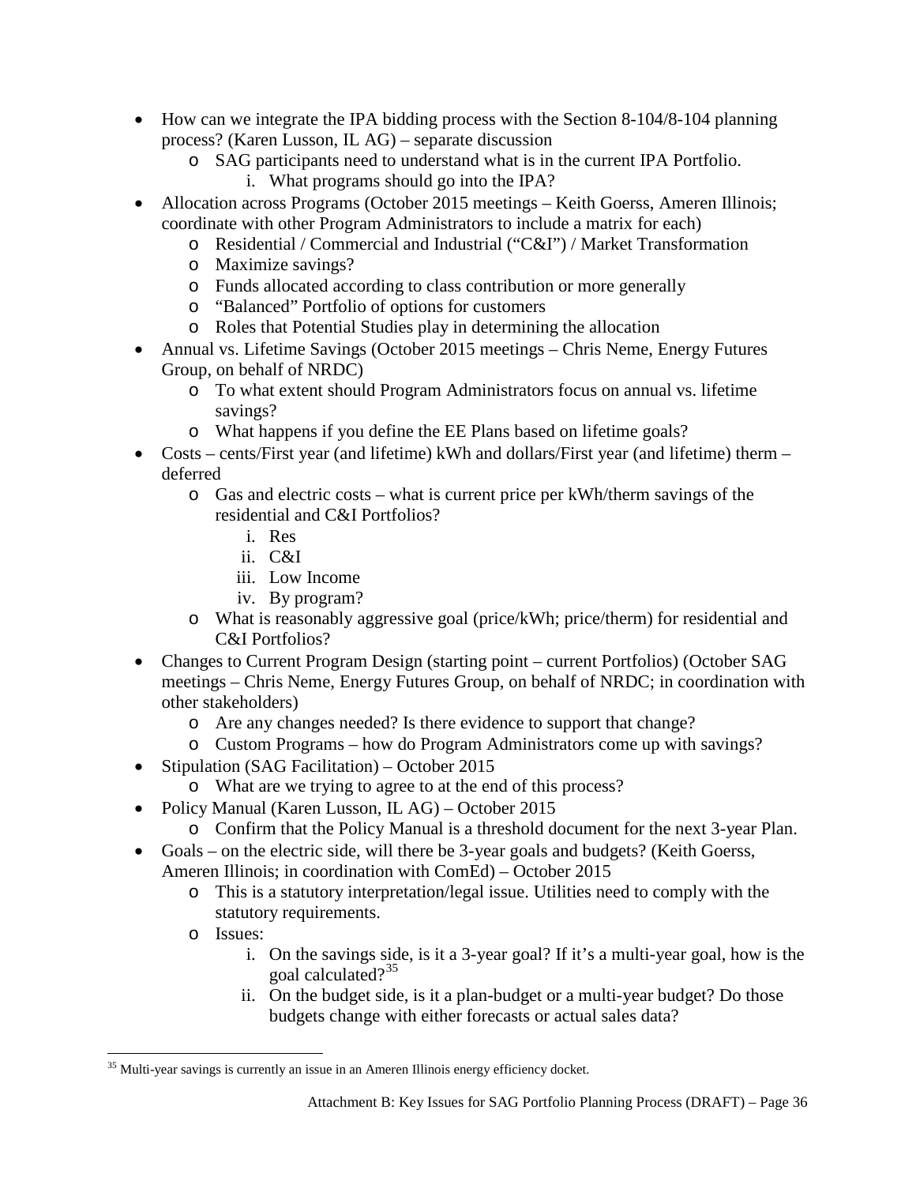- How can we integrate the IPA bidding process with the Section 8-104/8-104 planning process? (Karen Lusson, IL AG) – separate discussion
  - SAG participants need to understand what is in the current IPA Portfolio.
    1. What programs should go into the IPA?
- Allocation across Programs (October 2015 meetings – Keith Goerss, Ameren Illinois; coordinate with other Program Administrators to include a matrix for each)
  - Residential / Commercial and Industrial ("C&I") / Market Transformation
  - Maximize savings?
  - Funds allocated according to class contribution or more generally
  - "Balanced" Portfolio of options for customers
  - Roles that Potential Studies play in determining the allocation
- Annual vs. Lifetime Savings (October 2015 meetings – Chris Neme, Energy Futures Group, on behalf of NRDC)
  - To what extent should Program Administrators focus on annual vs. lifetime savings?
  - What happens if you define the EE Plans based on lifetime goals?
- Costs – cents/First year (and lifetime) kWh and dollars/First year (and lifetime) therm – deferred
  - Gas and electric costs – what is current price per kWh/therm savings of the residential and C&I Portfolios?
    1. Res
    2. C&I
    3. Low Income
    4. By program?
  - What is reasonably aggressive goal (price/kWh; price/therm) for residential and C&I Portfolios?
- Changes to Current Program Design (starting point – current Portfolios) (October SAG meetings – Chris Neme, Energy Futures Group, on behalf of NRDC; in coordination with other stakeholders)
  - Are any changes needed? Is there evidence to support that change?
  - Custom Programs – how do Program Administrators come up with savings?
- Stipulation (SAG Facilitation) – October 2015
  - What are we trying to agree to at the end of this process?
- Policy Manual (Karen Lusson, IL AG) – October 2015
  - Confirm that the Policy Manual is a threshold document for the next 3-year Plan.
- Goals – on the electric side, will there be 3-year goals and budgets? (Keith Goerss, Ameren Illinois; in coordination with ComEd) – October 2015
  - This is a statutory interpretation/legal issue. Utilities need to comply with the statutory requirements.
  - Issues:
    1. On the savings side, is it a 3-year goal? If it's a multi-year goal, how is the goal calculated?[35]
    2. On the budget side, is it a plan-budget or a multi-year budget? Do those budgets change with either forecasts or actual sales data?

[35] Multi-year savings is currently an issue in an Ameren Illinois energy efficiency docket.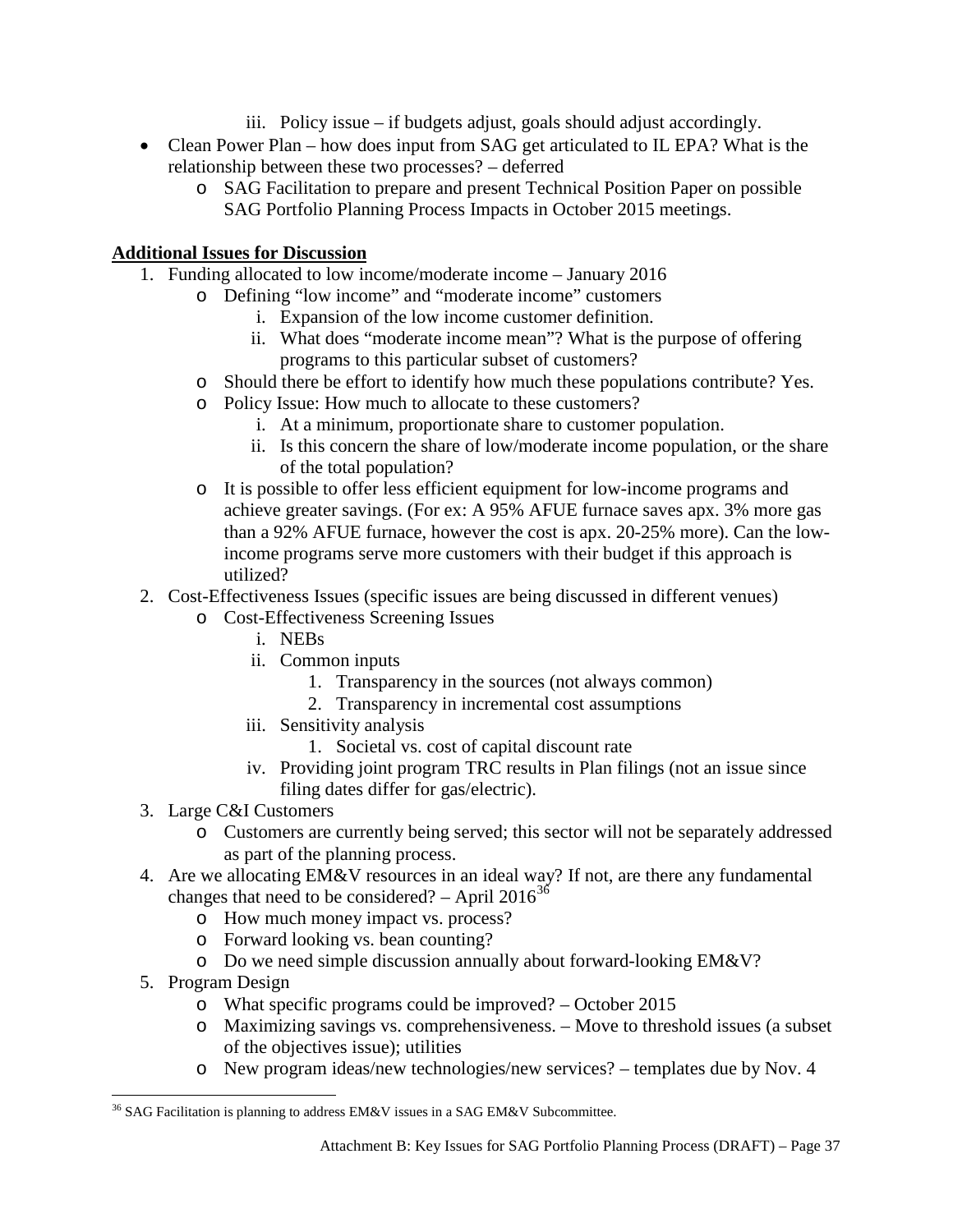iii. Policy issue – if budgets adjust, goals should adjust accordingly.

- Clean Power Plan – how does input from SAG get articulated to IL EPA? What is the relationship between these two processes? – deferred
  - SAG Facilitation to prepare and present Technical Position Paper on possible SAG Portfolio Planning Process Impacts in October 2015 meetings.

**Additional Issues for Discussion**

1. Funding allocated to low income/moderate income – January 2016
   - Defining "low income" and "moderate income" customers
     - i. Expansion of the low income customer definition.
     - ii. What does "moderate income mean"? What is the purpose of offering programs to this particular subset of customers?
   - Should there be effort to identify how much these populations contribute? Yes.
   - Policy Issue: How much to allocate to these customers?
     - i. At a minimum, proportionate share to customer population.
     - ii. Is this concern the share of low/moderate income population, or the share of the total population?
   - It is possible to offer less efficient equipment for low-income programs and achieve greater savings. (For ex: A 95% AFUE furnace saves apx. 3% more gas than a 92% AFUE furnace, however the cost is apx. 20-25% more). Can the low-income programs serve more customers with their budget if this approach is utilized?
2. Cost-Effectiveness Issues (specific issues are being discussed in different venues)
   - Cost-Effectiveness Screening Issues
     - i. NEBs
     - ii. Common inputs
       1. Transparency in the sources (not always common)
       2. Transparency in incremental cost assumptions
     - iii. Sensitivity analysis
       1. Societal vs. cost of capital discount rate
     - iv. Providing joint program TRC results in Plan filings (not an issue since filing dates differ for gas/electric).
3. Large C&I Customers
   - Customers are currently being served; this sector will not be separately addressed as part of the planning process.
4. Are we allocating EM&V resources in an ideal way? If not, are there any fundamental changes that need to be considered? – April 2016[36]
   - How much money impact vs. process?
   - Forward looking vs. bean counting?
   - Do we need simple discussion annually about forward-looking EM&V?
5. Program Design
   - What specific programs could be improved? – October 2015
   - Maximizing savings vs. comprehensiveness. – Move to threshold issues (a subset of the objectives issue); utilities
   - New program ideas/new technologies/new services? – templates due by Nov. 4

[36] SAG Facilitation is planning to address EM&V issues in a SAG EM&V Subcommittee.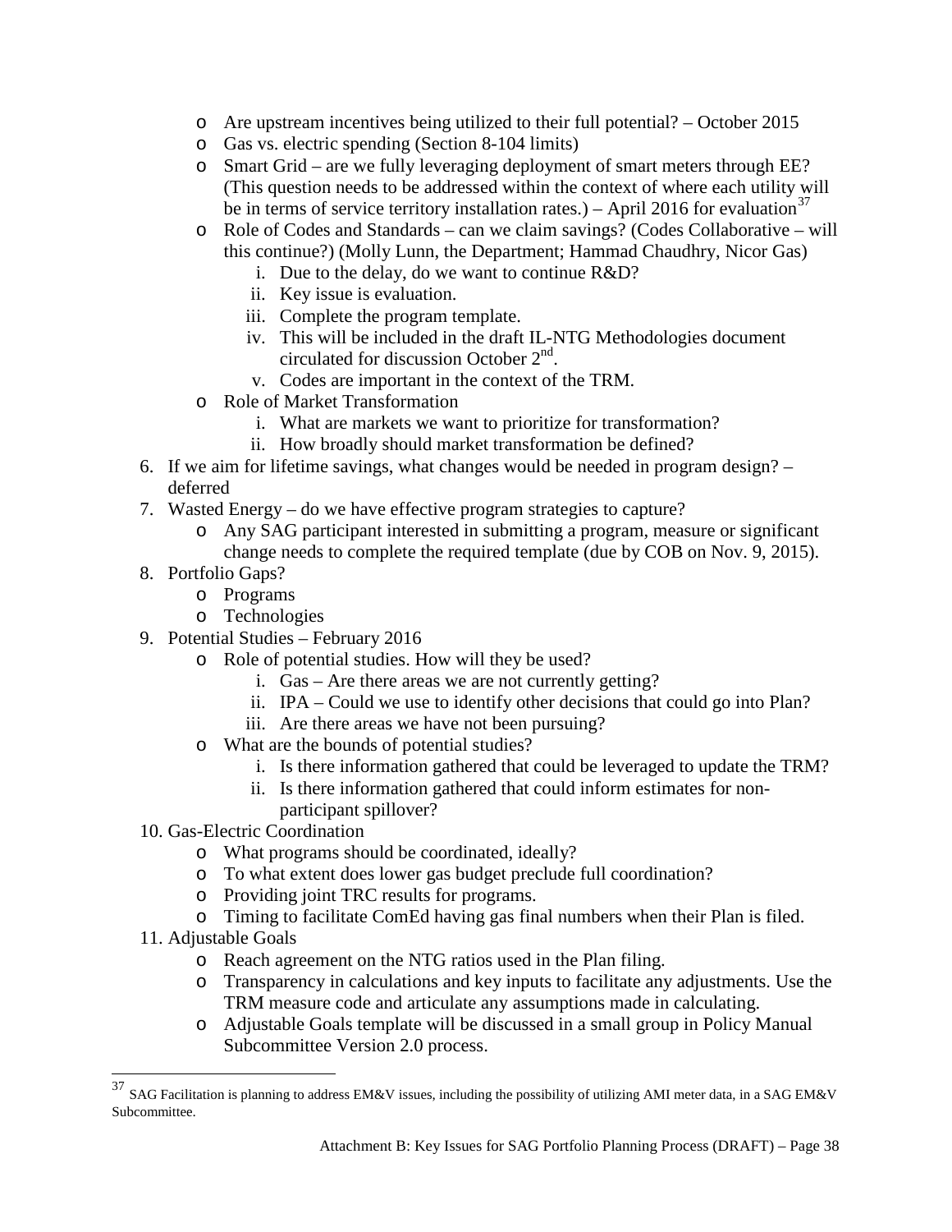- Are upstream incentives being utilized to their full potential? – October 2015
- Gas vs. electric spending (Section 8-104 limits)
- Smart Grid – are we fully leveraging deployment of smart meters through EE? (This question needs to be addressed within the context of where each utility will be in terms of service territory installation rates.) – April 2016 for evaluation[37]
- Role of Codes and Standards – can we claim savings? (Codes Collaborative – will this continue?) (Molly Lunn, the Department; Hammad Chaudhry, Nicor Gas)
    i. Due to the delay, do we want to continue R&D?
    ii. Key issue is evaluation.
    iii. Complete the program template.
    iv. This will be included in the draft IL-NTG Methodologies document circulated for discussion October 2nd.
    v. Codes are important in the context of the TRM.
- Role of Market Transformation
    i. What are markets we want to prioritize for transformation?
    ii. How broadly should market transformation be defined?

6. If we aim for lifetime savings, what changes would be needed in program design? – deferred
7. Wasted Energy – do we have effective program strategies to capture?
    - Any SAG participant interested in submitting a program, measure or significant change needs to complete the required template (due by COB on Nov. 9, 2015).
8. Portfolio Gaps?
    - Programs
    - Technologies
9. Potential Studies – February 2016
    - Role of potential studies. How will they be used?
        i. Gas – Are there areas we are not currently getting?
        ii. IPA – Could we use to identify other decisions that could go into Plan?
        iii. Are there areas we have not been pursuing?
    - What are the bounds of potential studies?
        i. Is there information gathered that could be leveraged to update the TRM?
        ii. Is there information gathered that could inform estimates for non-participant spillover?
10. Gas-Electric Coordination
    - What programs should be coordinated, ideally?
    - To what extent does lower gas budget preclude full coordination?
    - Providing joint TRC results for programs.
    - Timing to facilitate ComEd having gas final numbers when their Plan is filed.
11. Adjustable Goals
    - Reach agreement on the NTG ratios used in the Plan filing.
    - Transparency in calculations and key inputs to facilitate any adjustments. Use the TRM measure code and articulate any assumptions made in calculating.
    - Adjustable Goals template will be discussed in a small group in Policy Manual Subcommittee Version 2.0 process.

---

[37] SAG Facilitation is planning to address EM&V issues, including the possibility of utilizing AMI meter data, in a SAG EM&V Subcommittee.

Attachment B: Key Issues for SAG Portfolio Planning Process (DRAFT) – Page 38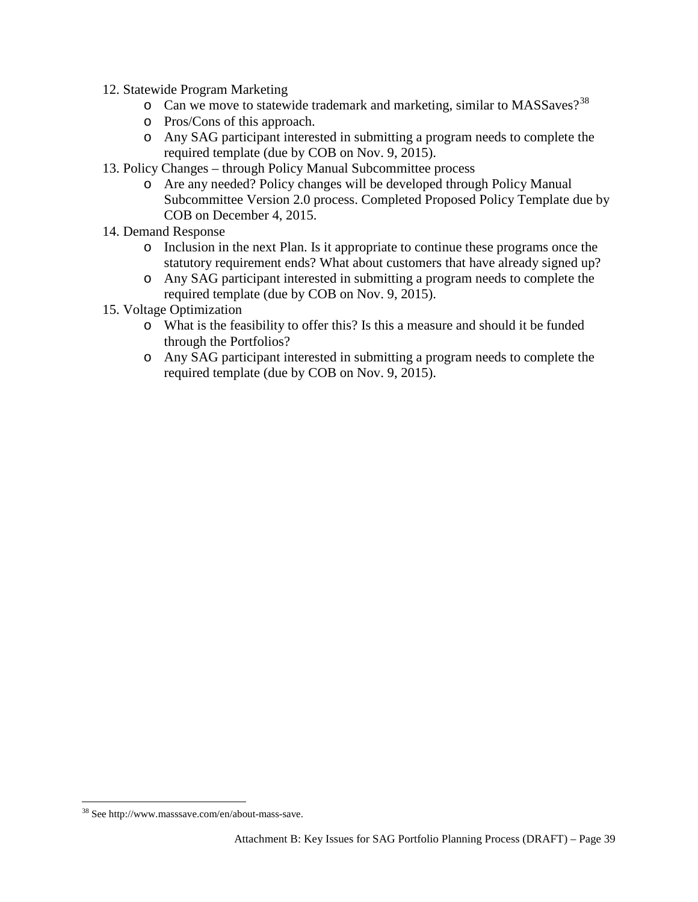12. Statewide Program Marketing
    - Can we move to statewide trademark and marketing, similar to MASSaves?[38]
    - Pros/Cons of this approach.
    - Any SAG participant interested in submitting a program needs to complete the required template (due by COB on Nov. 9, 2015).
13. Policy Changes – through Policy Manual Subcommittee process
    - Are any needed? Policy changes will be developed through Policy Manual Subcommittee Version 2.0 process. Completed Proposed Policy Template due by COB on December 4, 2015.
14. Demand Response
    - Inclusion in the next Plan. Is it appropriate to continue these programs once the statutory requirement ends? What about customers that have already signed up?
    - Any SAG participant interested in submitting a program needs to complete the required template (due by COB on Nov. 9, 2015).
15. Voltage Optimization
    - What is the feasibility to offer this? Is this a measure and should it be funded through the Portfolios?
    - Any SAG participant interested in submitting a program needs to complete the required template (due by COB on Nov. 9, 2015).

[38] See http://www.masssave.com/en/about-mass-save.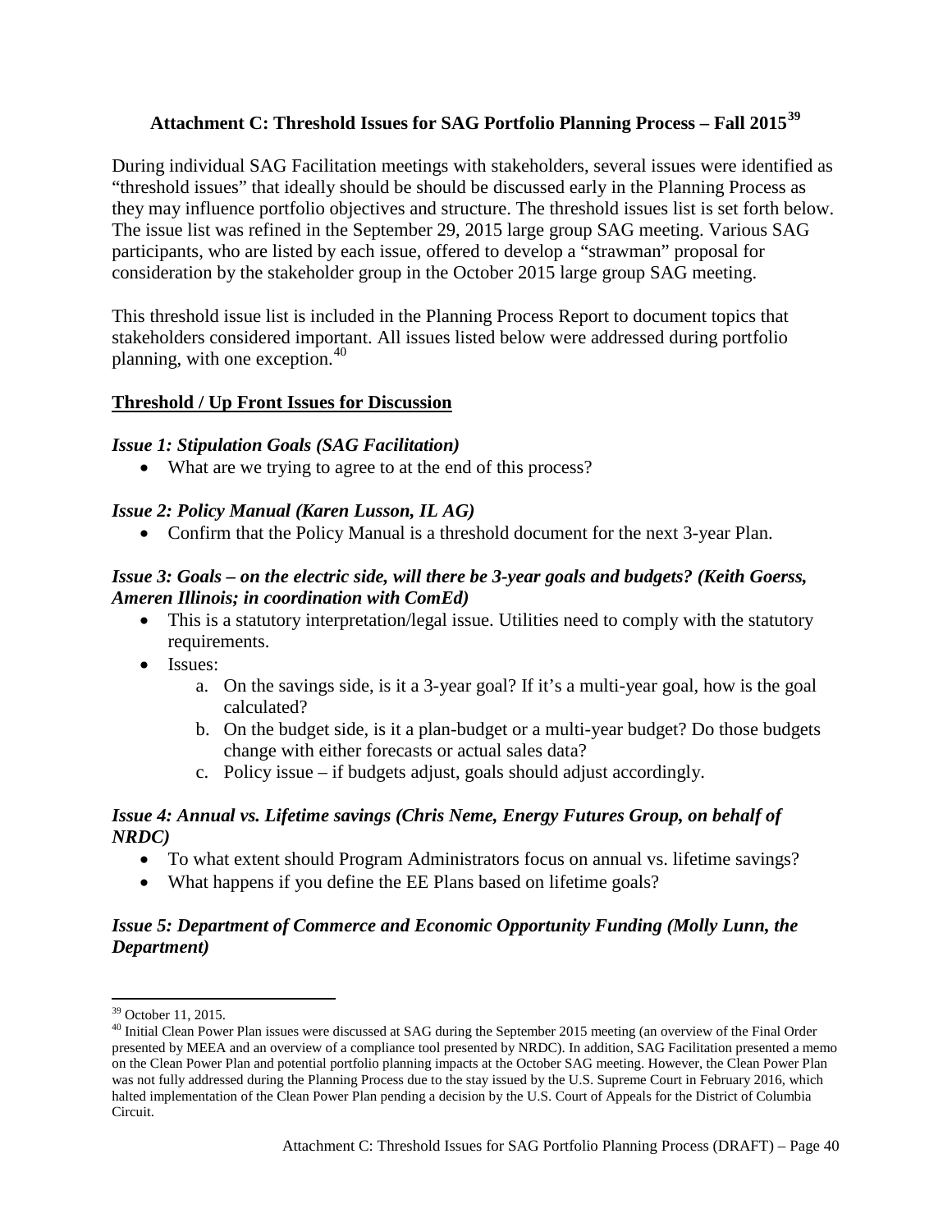## Attachment C: Threshold Issues for SAG Portfolio Planning Process – Fall 2015[39]

During individual SAG Facilitation meetings with stakeholders, several issues were identified as "threshold issues" that ideally should be should be discussed early in the Planning Process as they may influence portfolio objectives and structure. The threshold issues list is set forth below. The issue list was refined in the September 29, 2015 large group SAG meeting. Various SAG participants, who are listed by each issue, offered to develop a "strawman" proposal for consideration by the stakeholder group in the October 2015 large group SAG meeting.

This threshold issue list is included in the Planning Process Report to document topics that stakeholders considered important. All issues listed below were addressed during portfolio planning, with one exception.[40]

### Threshold / Up Front Issues for Discussion

#### *Issue 1: Stipulation Goals (SAG Facilitation)*

- What are we trying to agree to at the end of this process?

#### *Issue 2: Policy Manual (Karen Lusson, IL AG)*

- Confirm that the Policy Manual is a threshold document for the next 3-year Plan.

#### *Issue 3: Goals – on the electric side, will there be 3-year goals and budgets? (Keith Goerss, Ameren Illinois; in coordination with ComEd)*

- This is a statutory interpretation/legal issue. Utilities need to comply with the statutory requirements.
- Issues:
  a. On the savings side, is it a 3-year goal? If it's a multi-year goal, how is the goal calculated?
  b. On the budget side, is it a plan-budget or a multi-year budget? Do those budgets change with either forecasts or actual sales data?
  c. Policy issue – if budgets adjust, goals should adjust accordingly.

#### *Issue 4: Annual vs. Lifetime savings (Chris Neme, Energy Futures Group, on behalf of NRDC)*

- To what extent should Program Administrators focus on annual vs. lifetime savings?
- What happens if you define the EE Plans based on lifetime goals?

#### *Issue 5: Department of Commerce and Economic Opportunity Funding (Molly Lunn, the Department)*

---

[39] October 11, 2015.

[40] Initial Clean Power Plan issues were discussed at SAG during the September 2015 meeting (an overview of the Final Order presented by MEEA and an overview of a compliance tool presented by NRDC). In addition, SAG Facilitation presented a memo on the Clean Power Plan and potential portfolio planning impacts at the October SAG meeting. However, the Clean Power Plan was not fully addressed during the Planning Process due to the stay issued by the U.S. Supreme Court in February 2016, which halted implementation of the Clean Power Plan pending a decision by the U.S. Court of Appeals for the District of Columbia Circuit.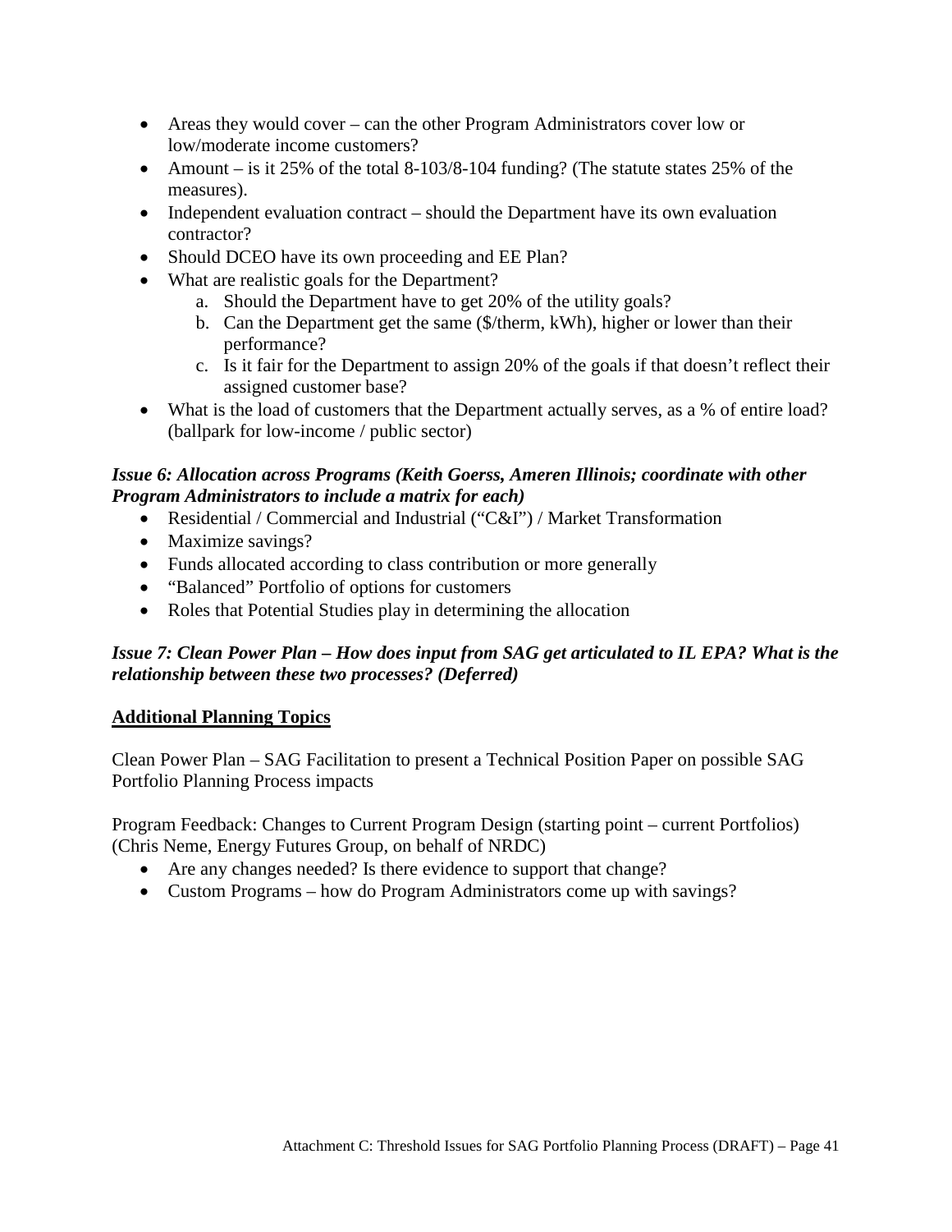- Areas they would cover – can the other Program Administrators cover low or low/moderate income customers?
- Amount – is it 25% of the total 8-103/8-104 funding? (The statute states 25% of the measures).
- Independent evaluation contract – should the Department have its own evaluation contractor?
- Should DCEO have its own proceeding and EE Plan?
- What are realistic goals for the Department?
    a. Should the Department have to get 20% of the utility goals?
    b. Can the Department get the same ($/therm, kWh), higher or lower than their performance?
    c. Is it fair for the Department to assign 20% of the goals if that doesn't reflect their assigned customer base?
- What is the load of customers that the Department actually serves, as a % of entire load? (ballpark for low-income / public sector)

***Issue 6: Allocation across Programs (Keith Goerss, Ameren Illinois; coordinate with other Program Administrators to include a matrix for each)***

- Residential / Commercial and Industrial ("C&I") / Market Transformation
- Maximize savings?
- Funds allocated according to class contribution or more generally
- "Balanced" Portfolio of options for customers
- Roles that Potential Studies play in determining the allocation

***Issue 7: Clean Power Plan – How does input from SAG get articulated to IL EPA? What is the relationship between these two processes? (Deferred)***

**Additional Planning Topics**

Clean Power Plan – SAG Facilitation to present a Technical Position Paper on possible SAG Portfolio Planning Process impacts

Program Feedback: Changes to Current Program Design (starting point – current Portfolios) (Chris Neme, Energy Futures Group, on behalf of NRDC)

- Are any changes needed? Is there evidence to support that change?
- Custom Programs – how do Program Administrators come up with savings?

Attachment C: Threshold Issues for SAG Portfolio Planning Process (DRAFT)